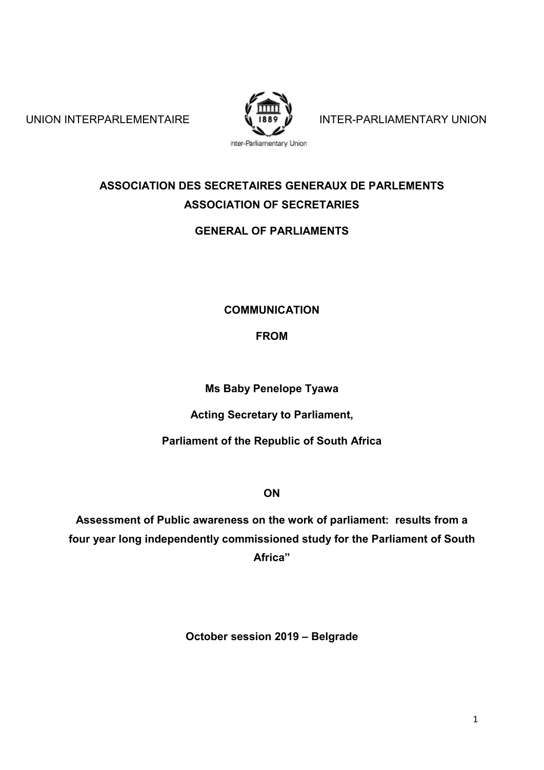UNION INTERPARLEMENTAIRE | INTER-PARLIAMENTARY UNION

Inter-Parliamentary Union

**ASSOCIATION DES SECRETAIRES GENERAUX DE PARLEMENTS**

**ASSOCIATION OF SECRETARIES**

**GENERAL OF PARLIAMENTS**

**COMMUNICATION**

**FROM**

**Ms Baby Penelope Tyawa**

**Acting Secretary to Parliament,**

**Parliament of the Republic of South Africa**

**ON**

**Assessment of Public awareness on the work of parliament: results from a four year long independently commissioned study for the Parliament of South Africa"**

**October session 2019 – Belgrade**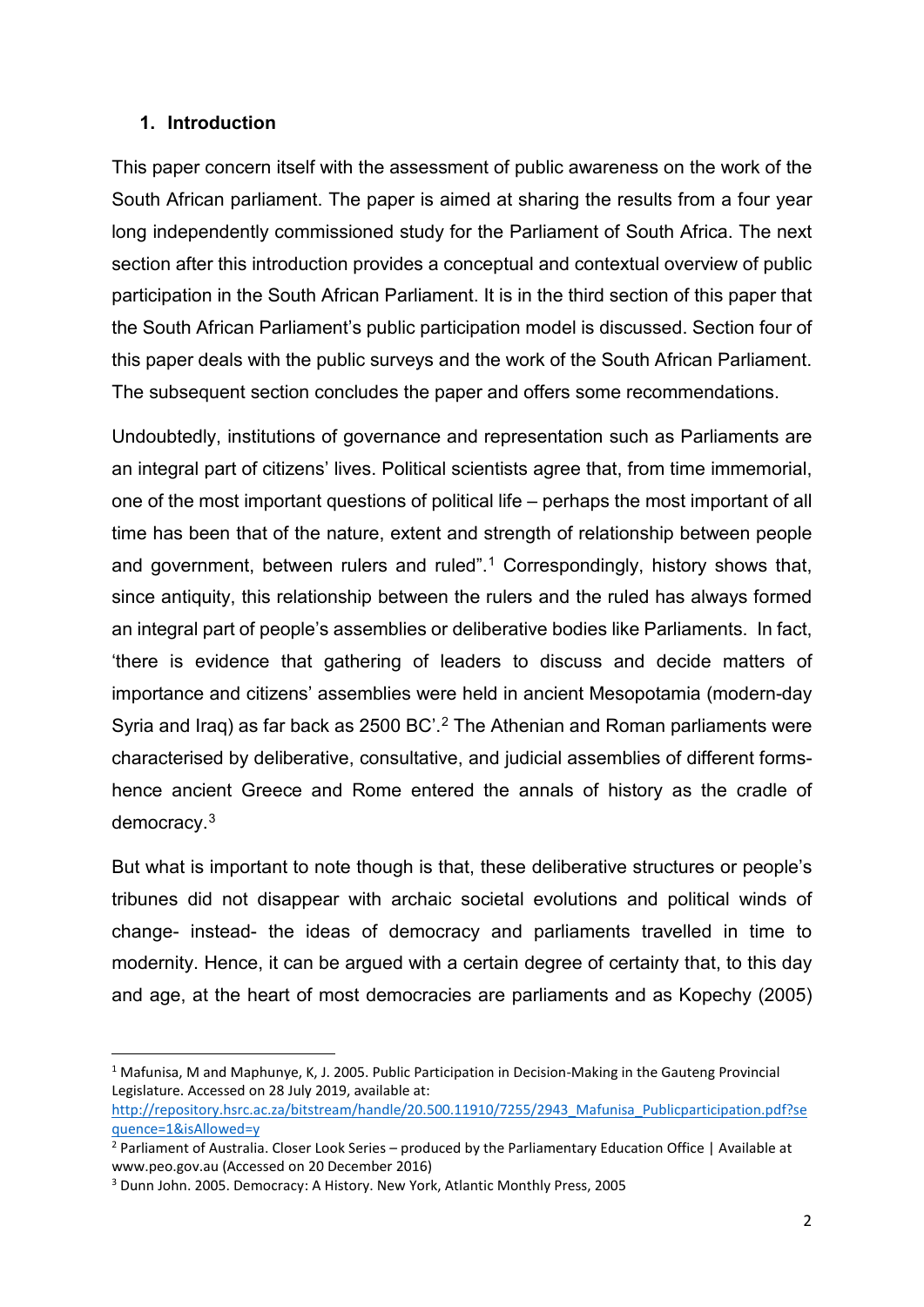## 1. Introduction

This paper concern itself with the assessment of public awareness on the work of the South African parliament. The paper is aimed at sharing the results from a four year long independently commissioned study for the Parliament of South Africa. The next section after this introduction provides a conceptual and contextual overview of public participation in the South African Parliament. It is in the third section of this paper that the South African Parliament's public participation model is discussed. Section four of this paper deals with the public surveys and the work of the South African Parliament. The subsequent section concludes the paper and offers some recommendations.

Undoubtedly, institutions of governance and representation such as Parliaments are an integral part of citizens' lives. Political scientists agree that, from time immemorial, one of the most important questions of political life – perhaps the most important of all time has been that of the nature, extent and strength of relationship between people and government, between rulers and ruled".[1] Correspondingly, history shows that, since antiquity, this relationship between the rulers and the ruled has always formed an integral part of people's assemblies or deliberative bodies like Parliaments. In fact, 'there is evidence that gathering of leaders to discuss and decide matters of importance and citizens' assemblies were held in ancient Mesopotamia (modern-day Syria and Iraq) as far back as 2500 BC'.[2] The Athenian and Roman parliaments were characterised by deliberative, consultative, and judicial assemblies of different forms- hence ancient Greece and Rome entered the annals of history as the cradle of democracy.[3]

But what is important to note though is that, these deliberative structures or people's tribunes did not disappear with archaic societal evolutions and political winds of change- instead- the ideas of democracy and parliaments travelled in time to modernity. Hence, it can be argued with a certain degree of certainty that, to this day and age, at the heart of most democracies are parliaments and as Kopechy (2005)

---

[1] Mafunisa, M and Maphunye, K, J. 2005. Public Participation in Decision-Making in the Gauteng Provincial Legislature. Accessed on 28 July 2019, available at: http://repository.hsrc.ac.za/bitstream/handle/20.500.11910/7255/2943_Mafunisa_Publicparticipation.pdf?sequence=1&isAllowed=y

[2] Parliament of Australia. Closer Look Series – produced by the Parliamentary Education Office | Available at www.peo.gov.au (Accessed on 20 December 2016)

[3] Dunn John. 2005. Democracy: A History. New York, Atlantic Monthly Press, 2005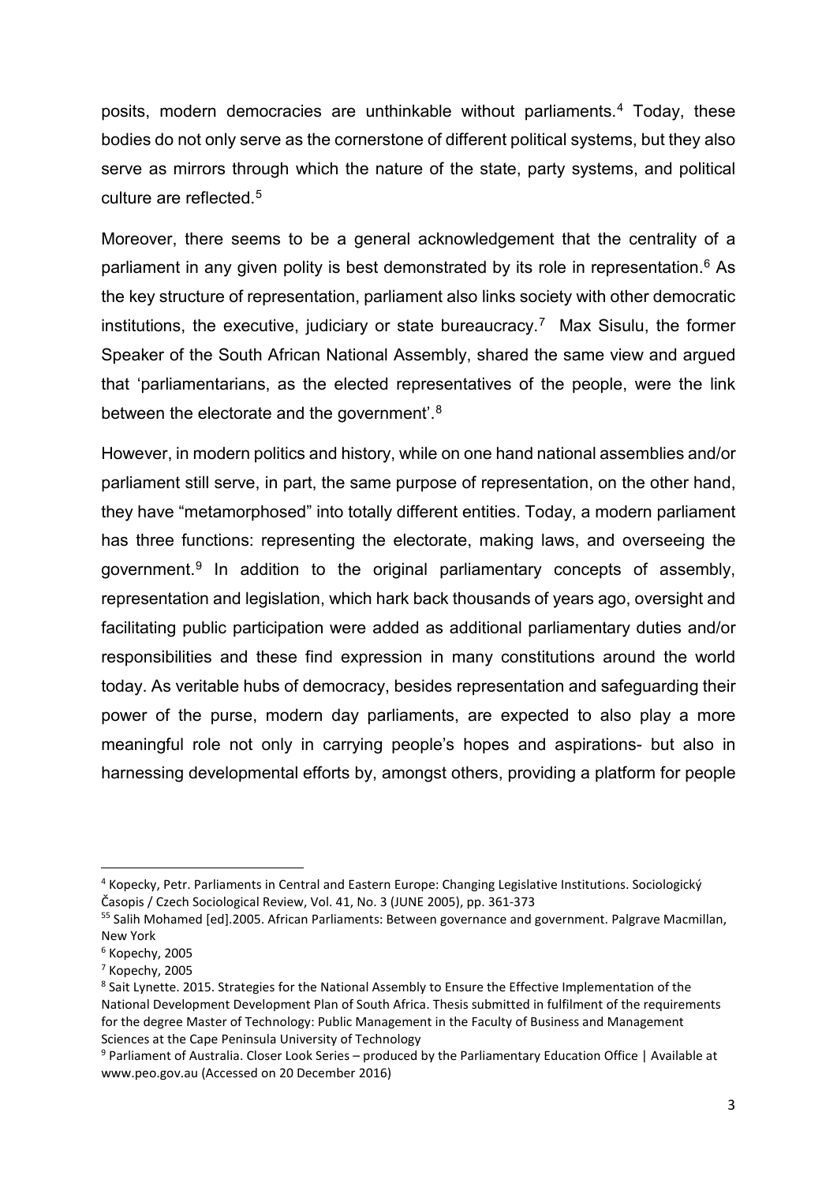posits, modern democracies are unthinkable without parliaments.[4] Today, these bodies do not only serve as the cornerstone of different political systems, but they also serve as mirrors through which the nature of the state, party systems, and political culture are reflected.[5]

Moreover, there seems to be a general acknowledgement that the centrality of a parliament in any given polity is best demonstrated by its role in representation.[6] As the key structure of representation, parliament also links society with other democratic institutions, the executive, judiciary or state bureaucracy.[7] Max Sisulu, the former Speaker of the South African National Assembly, shared the same view and argued that 'parliamentarians, as the elected representatives of the people, were the link between the electorate and the government'.[8]

However, in modern politics and history, while on one hand national assemblies and/or parliament still serve, in part, the same purpose of representation, on the other hand, they have "metamorphosed" into totally different entities. Today, a modern parliament has three functions: representing the electorate, making laws, and overseeing the government.[9] In addition to the original parliamentary concepts of assembly, representation and legislation, which hark back thousands of years ago, oversight and facilitating public participation were added as additional parliamentary duties and/or responsibilities and these find expression in many constitutions around the world today. As veritable hubs of democracy, besides representation and safeguarding their power of the purse, modern day parliaments, are expected to also play a more meaningful role not only in carrying people's hopes and aspirations- but also in harnessing developmental efforts by, amongst others, providing a platform for people

---

[4] Kopecky, Petr. Parliaments in Central and Eastern Europe: Changing Legislative Institutions. Sociologický Časopis / Czech Sociological Review, Vol. 41, No. 3 (JUNE 2005), pp. 361-373

[55] Salih Mohamed [ed].2005. African Parliaments: Between governance and government. Palgrave Macmillan, New York

[6] Kopechy, 2005

[7] Kopechy, 2005

[8] Sait Lynette. 2015. Strategies for the National Assembly to Ensure the Effective Implementation of the National Development Development Plan of South Africa. Thesis submitted in fulfilment of the requirements for the degree Master of Technology: Public Management in the Faculty of Business and Management Sciences at the Cape Peninsula University of Technology

[9] Parliament of Australia. Closer Look Series – produced by the Parliamentary Education Office | Available at www.peo.gov.au (Accessed on 20 December 2016)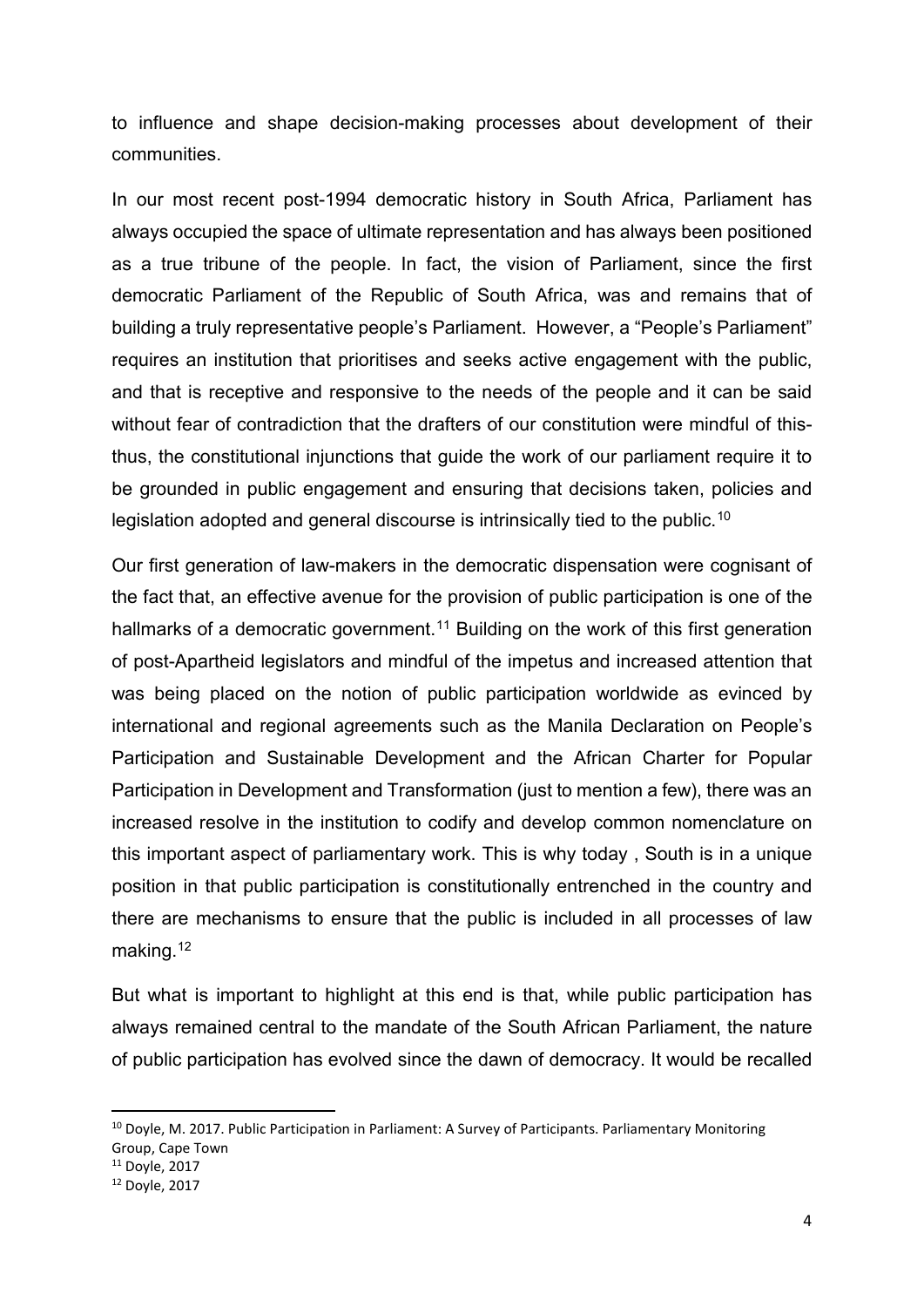to influence and shape decision-making processes about development of their communities.

In our most recent post-1994 democratic history in South Africa, Parliament has always occupied the space of ultimate representation and has always been positioned as a true tribune of the people. In fact, the vision of Parliament, since the first democratic Parliament of the Republic of South Africa, was and remains that of building a truly representative people's Parliament. However, a "People's Parliament" requires an institution that prioritises and seeks active engagement with the public, and that is receptive and responsive to the needs of the people and it can be said without fear of contradiction that the drafters of our constitution were mindful of this- thus, the constitutional injunctions that guide the work of our parliament require it to be grounded in public engagement and ensuring that decisions taken, policies and legislation adopted and general discourse is intrinsically tied to the public.[10]

Our first generation of law-makers in the democratic dispensation were cognisant of the fact that, an effective avenue for the provision of public participation is one of the hallmarks of a democratic government.[11] Building on the work of this first generation of post-Apartheid legislators and mindful of the impetus and increased attention that was being placed on the notion of public participation worldwide as evinced by international and regional agreements such as the Manila Declaration on People's Participation and Sustainable Development and the African Charter for Popular Participation in Development and Transformation (just to mention a few), there was an increased resolve in the institution to codify and develop common nomenclature on this important aspect of parliamentary work. This is why today , South is in a unique position in that public participation is constitutionally entrenched in the country and there are mechanisms to ensure that the public is included in all processes of law making.[12]

But what is important to highlight at this end is that, while public participation has always remained central to the mandate of the South African Parliament, the nature of public participation has evolved since the dawn of democracy. It would be recalled

[10] Doyle, M. 2017. Public Participation in Parliament: A Survey of Participants. Parliamentary Monitoring Group, Cape Town

[11] Doyle, 2017

[12] Doyle, 2017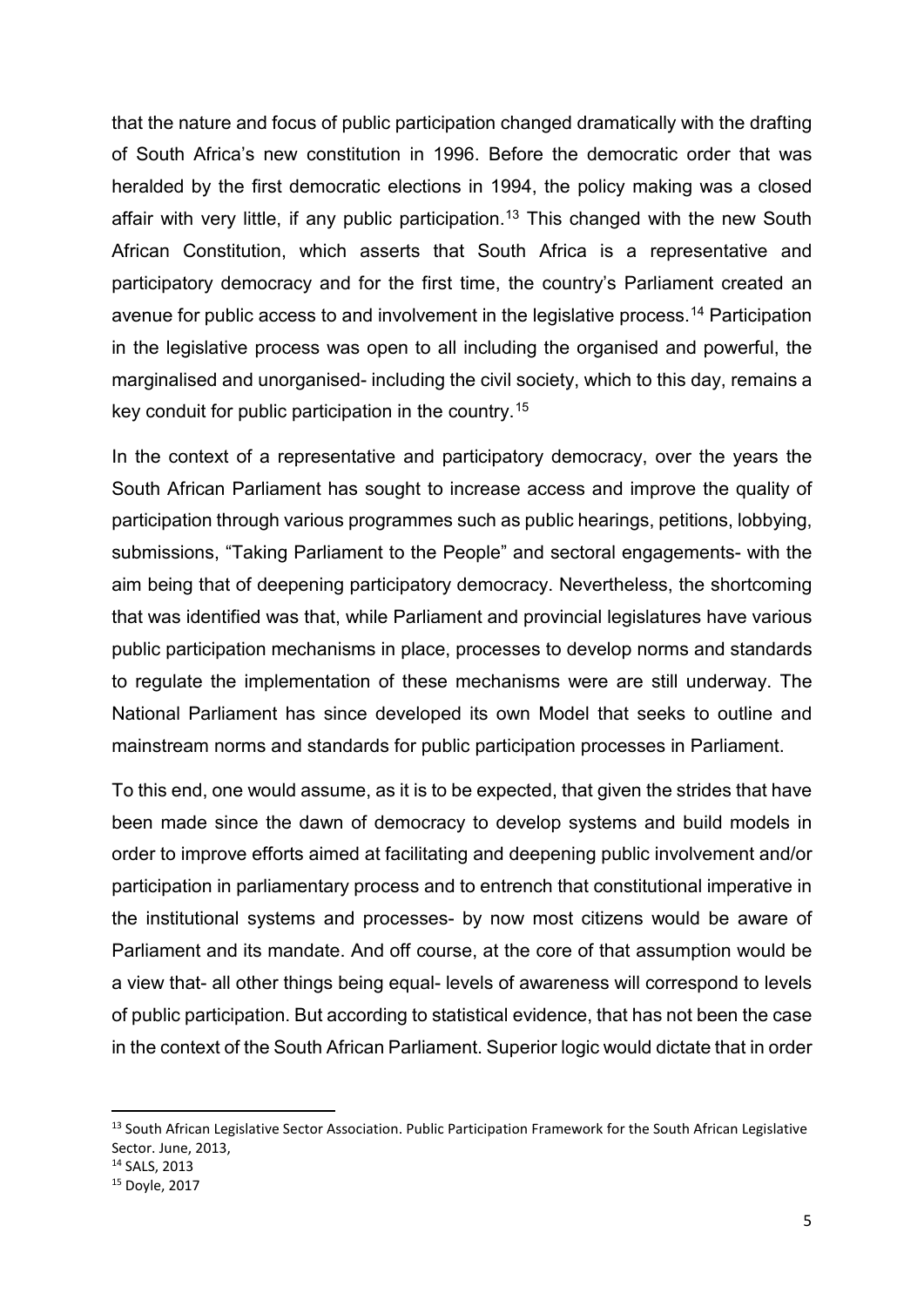that the nature and focus of public participation changed dramatically with the drafting of South Africa's new constitution in 1996. Before the democratic order that was heralded by the first democratic elections in 1994, the policy making was a closed affair with very little, if any public participation.[13] This changed with the new South African Constitution, which asserts that South Africa is a representative and participatory democracy and for the first time, the country's Parliament created an avenue for public access to and involvement in the legislative process.[14] Participation in the legislative process was open to all including the organised and powerful, the marginalised and unorganised- including the civil society, which to this day, remains a key conduit for public participation in the country.[15]

In the context of a representative and participatory democracy, over the years the South African Parliament has sought to increase access and improve the quality of participation through various programmes such as public hearings, petitions, lobbying, submissions, "Taking Parliament to the People" and sectoral engagements- with the aim being that of deepening participatory democracy. Nevertheless, the shortcoming that was identified was that, while Parliament and provincial legislatures have various public participation mechanisms in place, processes to develop norms and standards to regulate the implementation of these mechanisms were are still underway. The National Parliament has since developed its own Model that seeks to outline and mainstream norms and standards for public participation processes in Parliament.

To this end, one would assume, as it is to be expected, that given the strides that have been made since the dawn of democracy to develop systems and build models in order to improve efforts aimed at facilitating and deepening public involvement and/or participation in parliamentary process and to entrench that constitutional imperative in the institutional systems and processes- by now most citizens would be aware of Parliament and its mandate. And off course, at the core of that assumption would be a view that- all other things being equal- levels of awareness will correspond to levels of public participation. But according to statistical evidence, that has not been the case in the context of the South African Parliament. Superior logic would dictate that in order

[13] South African Legislative Sector Association. Public Participation Framework for the South African Legislative Sector. June, 2013,

[14] SALS, 2013

[15] Doyle, 2017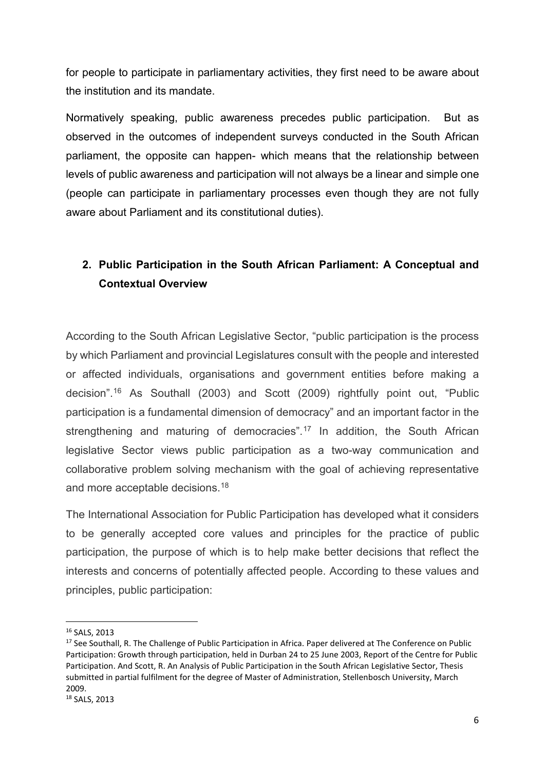for people to participate in parliamentary activities, they first need to be aware about the institution and its mandate.

Normatively speaking, public awareness precedes public participation. But as observed in the outcomes of independent surveys conducted in the South African parliament, the opposite can happen- which means that the relationship between levels of public awareness and participation will not always be a linear and simple one (people can participate in parliamentary processes even though they are not fully aware about Parliament and its constitutional duties).

## 2. Public Participation in the South African Parliament: A Conceptual and Contextual Overview

According to the South African Legislative Sector, "public participation is the process by which Parliament and provincial Legislatures consult with the people and interested or affected individuals, organisations and government entities before making a decision".[16] As Southall (2003) and Scott (2009) rightfully point out, "Public participation is a fundamental dimension of democracy" and an important factor in the strengthening and maturing of democracies".[17] In addition, the South African legislative Sector views public participation as a two-way communication and collaborative problem solving mechanism with the goal of achieving representative and more acceptable decisions.[18]

The International Association for Public Participation has developed what it considers to be generally accepted core values and principles for the practice of public participation, the purpose of which is to help make better decisions that reflect the interests and concerns of potentially affected people. According to these values and principles, public participation:

---

[16] SALS, 2013

[17] See Southall, R. The Challenge of Public Participation in Africa. Paper delivered at The Conference on Public Participation: Growth through participation, held in Durban 24 to 25 June 2003, Report of the Centre for Public Participation. And Scott, R. An Analysis of Public Participation in the South African Legislative Sector, Thesis submitted in partial fulfilment for the degree of Master of Administration, Stellenbosch University, March 2009.

[18] SALS, 2013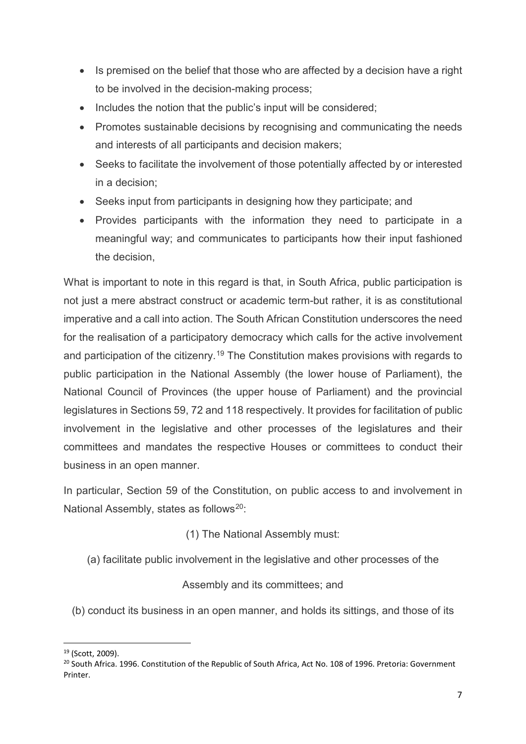- Is premised on the belief that those who are affected by a decision have a right to be involved in the decision-making process;
- Includes the notion that the public's input will be considered;
- Promotes sustainable decisions by recognising and communicating the needs and interests of all participants and decision makers;
- Seeks to facilitate the involvement of those potentially affected by or interested in a decision;
- Seeks input from participants in designing how they participate; and
- Provides participants with the information they need to participate in a meaningful way; and communicates to participants how their input fashioned the decision,

What is important to note in this regard is that, in South Africa, public participation is not just a mere abstract construct or academic term-but rather, it is as constitutional imperative and a call into action. The South African Constitution underscores the need for the realisation of a participatory democracy which calls for the active involvement and participation of the citizenry.[19] The Constitution makes provisions with regards to public participation in the National Assembly (the lower house of Parliament), the National Council of Provinces (the upper house of Parliament) and the provincial legislatures in Sections 59, 72 and 118 respectively. It provides for facilitation of public involvement in the legislative and other processes of the legislatures and their committees and mandates the respective Houses or committees to conduct their business in an open manner.

In particular, Section 59 of the Constitution, on public access to and involvement in National Assembly, states as follows[20]:

(1) The National Assembly must:

(a) facilitate public involvement in the legislative and other processes of the Assembly and its committees; and

(b) conduct its business in an open manner, and holds its sittings, and those of its

---

[19] (Scott, 2009).

[20] South Africa. 1996. Constitution of the Republic of South Africa, Act No. 108 of 1996. Pretoria: Government Printer.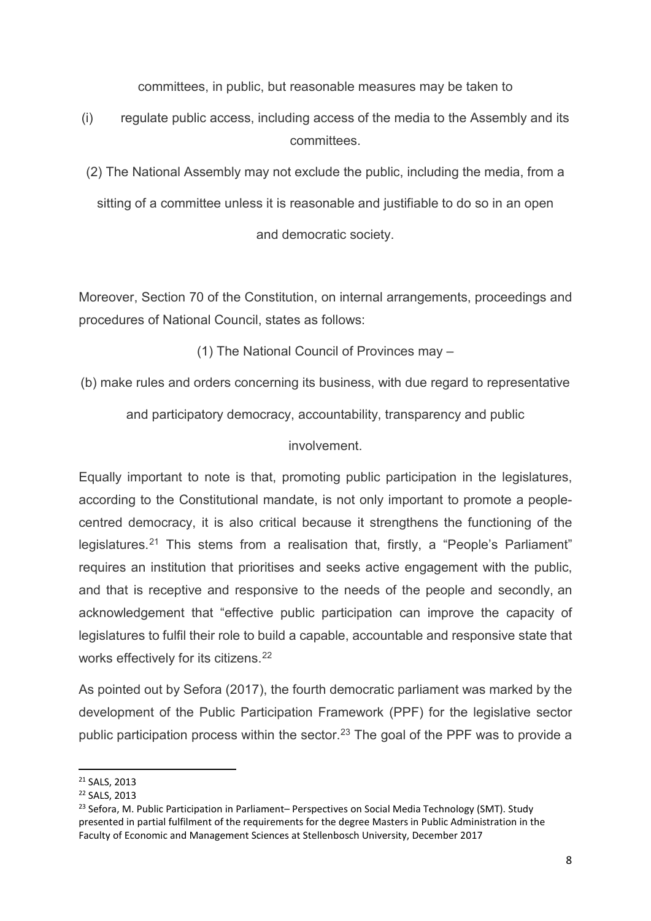committees, in public, but reasonable measures may be taken to

(i) regulate public access, including access of the media to the Assembly and its committees.

(2) The National Assembly may not exclude the public, including the media, from a sitting of a committee unless it is reasonable and justifiable to do so in an open and democratic society.

Moreover, Section 70 of the Constitution, on internal arrangements, proceedings and procedures of National Council, states as follows:

(1) The National Council of Provinces may –

(b) make rules and orders concerning its business, with due regard to representative and participatory democracy, accountability, transparency and public involvement.

Equally important to note is that, promoting public participation in the legislatures, according to the Constitutional mandate, is not only important to promote a people-centred democracy, it is also critical because it strengthens the functioning of the legislatures.[21] This stems from a realisation that, firstly, a "People's Parliament" requires an institution that prioritises and seeks active engagement with the public, and that is receptive and responsive to the needs of the people and secondly, an acknowledgement that "effective public participation can improve the capacity of legislatures to fulfil their role to build a capable, accountable and responsive state that works effectively for its citizens.[22]

As pointed out by Sefora (2017), the fourth democratic parliament was marked by the development of the Public Participation Framework (PPF) for the legislative sector public participation process within the sector.[23] The goal of the PPF was to provide a

---

[21] SALS, 2013

[22] SALS, 2013

[23] Sefora, M. Public Participation in Parliament– Perspectives on Social Media Technology (SMT). Study presented in partial fulfilment of the requirements for the degree Masters in Public Administration in the Faculty of Economic and Management Sciences at Stellenbosch University, December 2017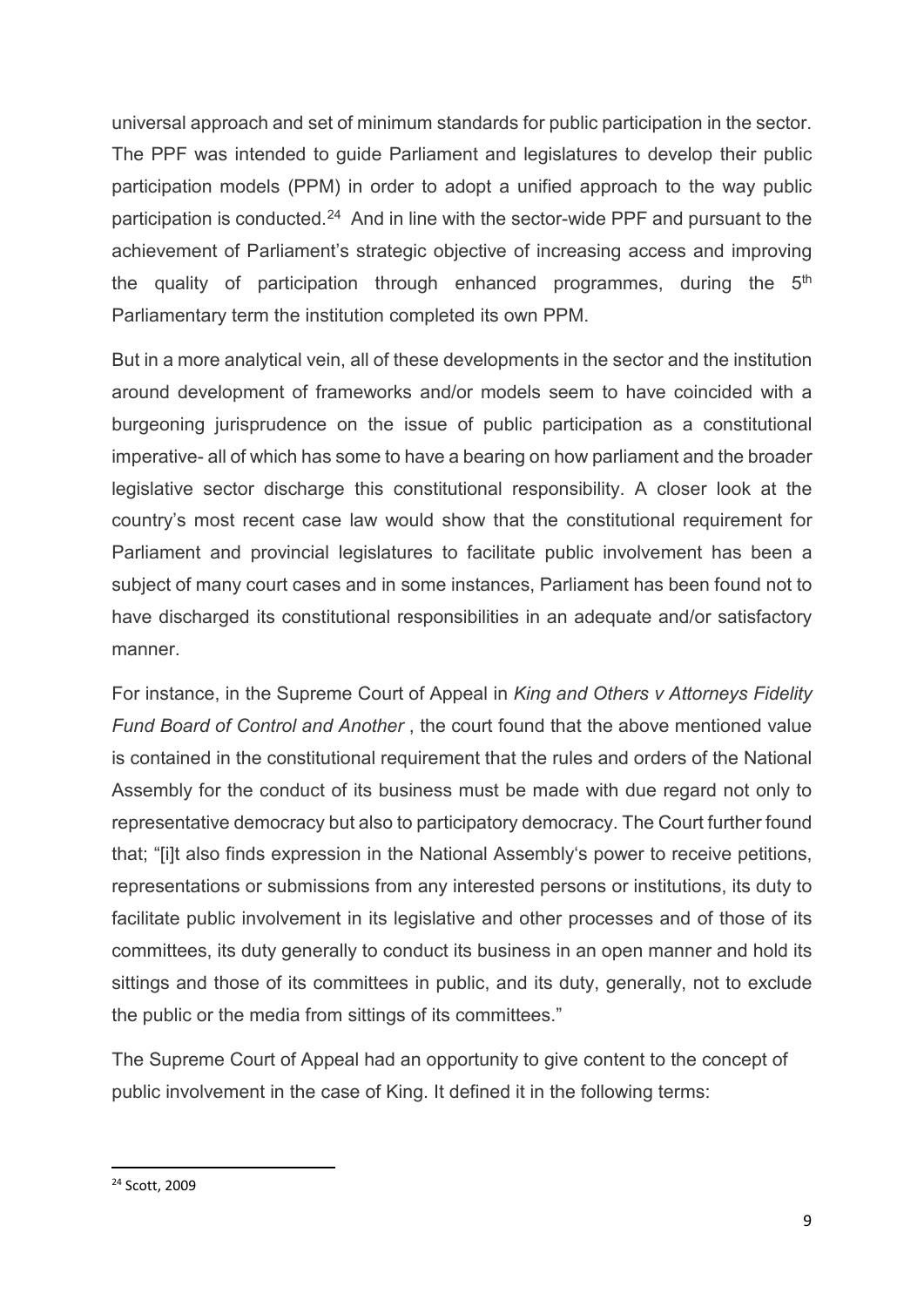universal approach and set of minimum standards for public participation in the sector. The PPF was intended to guide Parliament and legislatures to develop their public participation models (PPM) in order to adopt a unified approach to the way public participation is conducted.[24] And in line with the sector-wide PPF and pursuant to the achievement of Parliament's strategic objective of increasing access and improving the quality of participation through enhanced programmes, during the 5th Parliamentary term the institution completed its own PPM.

But in a more analytical vein, all of these developments in the sector and the institution around development of frameworks and/or models seem to have coincided with a burgeoning jurisprudence on the issue of public participation as a constitutional imperative- all of which has some to have a bearing on how parliament and the broader legislative sector discharge this constitutional responsibility. A closer look at the country's most recent case law would show that the constitutional requirement for Parliament and provincial legislatures to facilitate public involvement has been a subject of many court cases and in some instances, Parliament has been found not to have discharged its constitutional responsibilities in an adequate and/or satisfactory manner.

For instance, in the Supreme Court of Appeal in *King and Others v Attorneys Fidelity Fund Board of Control and Another* , the court found that the above mentioned value is contained in the constitutional requirement that the rules and orders of the National Assembly for the conduct of its business must be made with due regard not only to representative democracy but also to participatory democracy. The Court further found that; "[i]t also finds expression in the National Assembly's power to receive petitions, representations or submissions from any interested persons or institutions, its duty to facilitate public involvement in its legislative and other processes and of those of its committees, its duty generally to conduct its business in an open manner and hold its sittings and those of its committees in public, and its duty, generally, not to exclude the public or the media from sittings of its committees."

The Supreme Court of Appeal had an opportunity to give content to the concept of public involvement in the case of King. It defined it in the following terms:

---

[24] Scott, 2009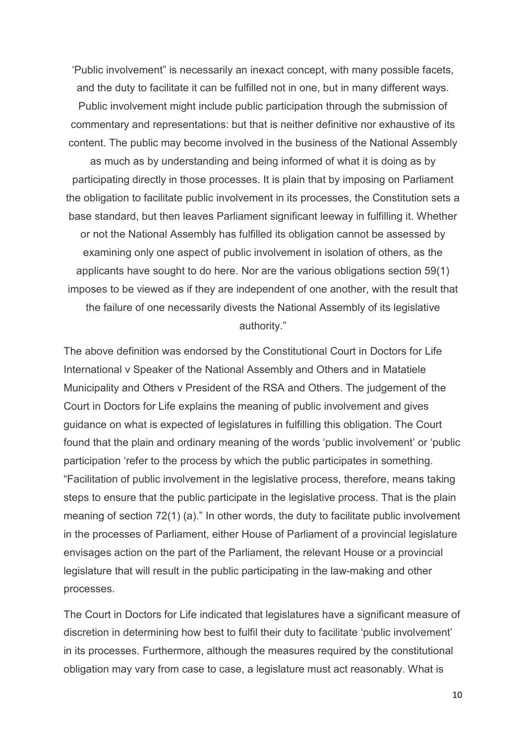'Public involvement" is necessarily an inexact concept, with many possible facets, and the duty to facilitate it can be fulfilled not in one, but in many different ways. Public involvement might include public participation through the submission of commentary and representations: but that is neither definitive nor exhaustive of its content. The public may become involved in the business of the National Assembly as much as by understanding and being informed of what it is doing as by participating directly in those processes. It is plain that by imposing on Parliament the obligation to facilitate public involvement in its processes, the Constitution sets a base standard, but then leaves Parliament significant leeway in fulfilling it. Whether or not the National Assembly has fulfilled its obligation cannot be assessed by examining only one aspect of public involvement in isolation of others, as the applicants have sought to do here. Nor are the various obligations section 59(1) imposes to be viewed as if they are independent of one another, with the result that the failure of one necessarily divests the National Assembly of its legislative authority."

The above definition was endorsed by the Constitutional Court in Doctors for Life International v Speaker of the National Assembly and Others and in Matatiele Municipality and Others v President of the RSA and Others. The judgement of the Court in Doctors for Life explains the meaning of public involvement and gives guidance on what is expected of legislatures in fulfilling this obligation. The Court found that the plain and ordinary meaning of the words 'public involvement' or 'public participation 'refer to the process by which the public participates in something. "Facilitation of public involvement in the legislative process, therefore, means taking steps to ensure that the public participate in the legislative process. That is the plain meaning of section 72(1) (a)." In other words, the duty to facilitate public involvement in the processes of Parliament, either House of Parliament of a provincial legislature envisages action on the part of the Parliament, the relevant House or a provincial legislature that will result in the public participating in the law-making and other processes.

The Court in Doctors for Life indicated that legislatures have a significant measure of discretion in determining how best to fulfil their duty to facilitate 'public involvement' in its processes. Furthermore, although the measures required by the constitutional obligation may vary from case to case, a legislature must act reasonably. What is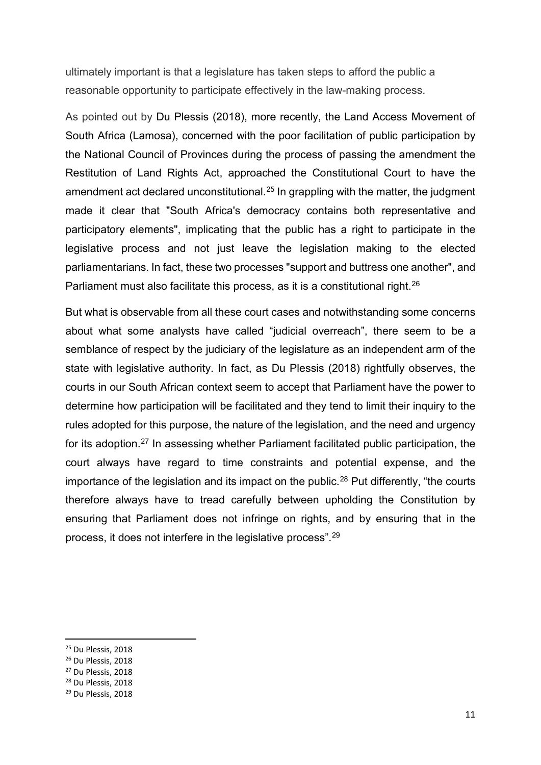ultimately important is that a legislature has taken steps to afford the public a reasonable opportunity to participate effectively in the law-making process.

As pointed out by Du Plessis (2018), more recently, the Land Access Movement of South Africa (Lamosa), concerned with the poor facilitation of public participation by the National Council of Provinces during the process of passing the amendment the Restitution of Land Rights Act, approached the Constitutional Court to have the amendment act declared unconstitutional.[25] In grappling with the matter, the judgment made it clear that "South Africa's democracy contains both representative and participatory elements", implicating that the public has a right to participate in the legislative process and not just leave the legislation making to the elected parliamentarians. In fact, these two processes "support and buttress one another", and Parliament must also facilitate this process, as it is a constitutional right.[26]

But what is observable from all these court cases and notwithstanding some concerns about what some analysts have called "judicial overreach", there seem to be a semblance of respect by the judiciary of the legislature as an independent arm of the state with legislative authority. In fact, as Du Plessis (2018) rightfully observes, the courts in our South African context seem to accept that Parliament have the power to determine how participation will be facilitated and they tend to limit their inquiry to the rules adopted for this purpose, the nature of the legislation, and the need and urgency for its adoption.[27] In assessing whether Parliament facilitated public participation, the court always have regard to time constraints and potential expense, and the importance of the legislation and its impact on the public.[28] Put differently, "the courts therefore always have to tread carefully between upholding the Constitution by ensuring that Parliament does not infringe on rights, and by ensuring that in the process, it does not interfere in the legislative process".[29]

---

[25] Du Plessis, 2018

[26] Du Plessis, 2018

[27] Du Plessis, 2018

[28] Du Plessis, 2018

[29] Du Plessis, 2018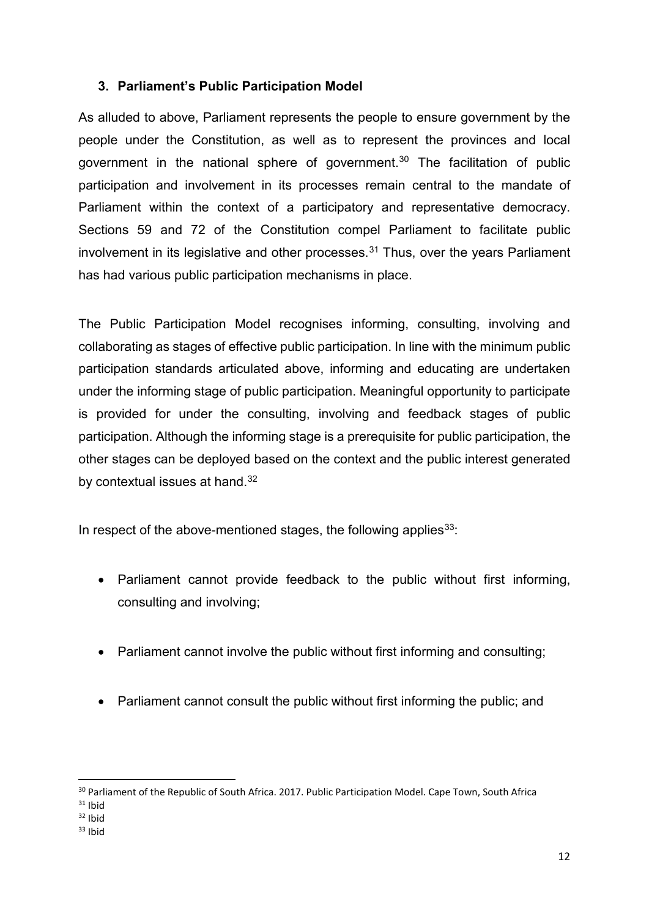### 3. Parliament's Public Participation Model

As alluded to above, Parliament represents the people to ensure government by the people under the Constitution, as well as to represent the provinces and local government in the national sphere of government.[30] The facilitation of public participation and involvement in its processes remain central to the mandate of Parliament within the context of a participatory and representative democracy. Sections 59 and 72 of the Constitution compel Parliament to facilitate public involvement in its legislative and other processes.[31] Thus, over the years Parliament has had various public participation mechanisms in place.

The Public Participation Model recognises informing, consulting, involving and collaborating as stages of effective public participation. In line with the minimum public participation standards articulated above, informing and educating are undertaken under the informing stage of public participation. Meaningful opportunity to participate is provided for under the consulting, involving and feedback stages of public participation. Although the informing stage is a prerequisite for public participation, the other stages can be deployed based on the context and the public interest generated by contextual issues at hand.[32]

In respect of the above-mentioned stages, the following applies[33]:

- Parliament cannot provide feedback to the public without first informing, consulting and involving;
- Parliament cannot involve the public without first informing and consulting;
- Parliament cannot consult the public without first informing the public; and

---

[30] Parliament of the Republic of South Africa. 2017. Public Participation Model. Cape Town, South Africa
[31] Ibid
[32] Ibid
[33] Ibid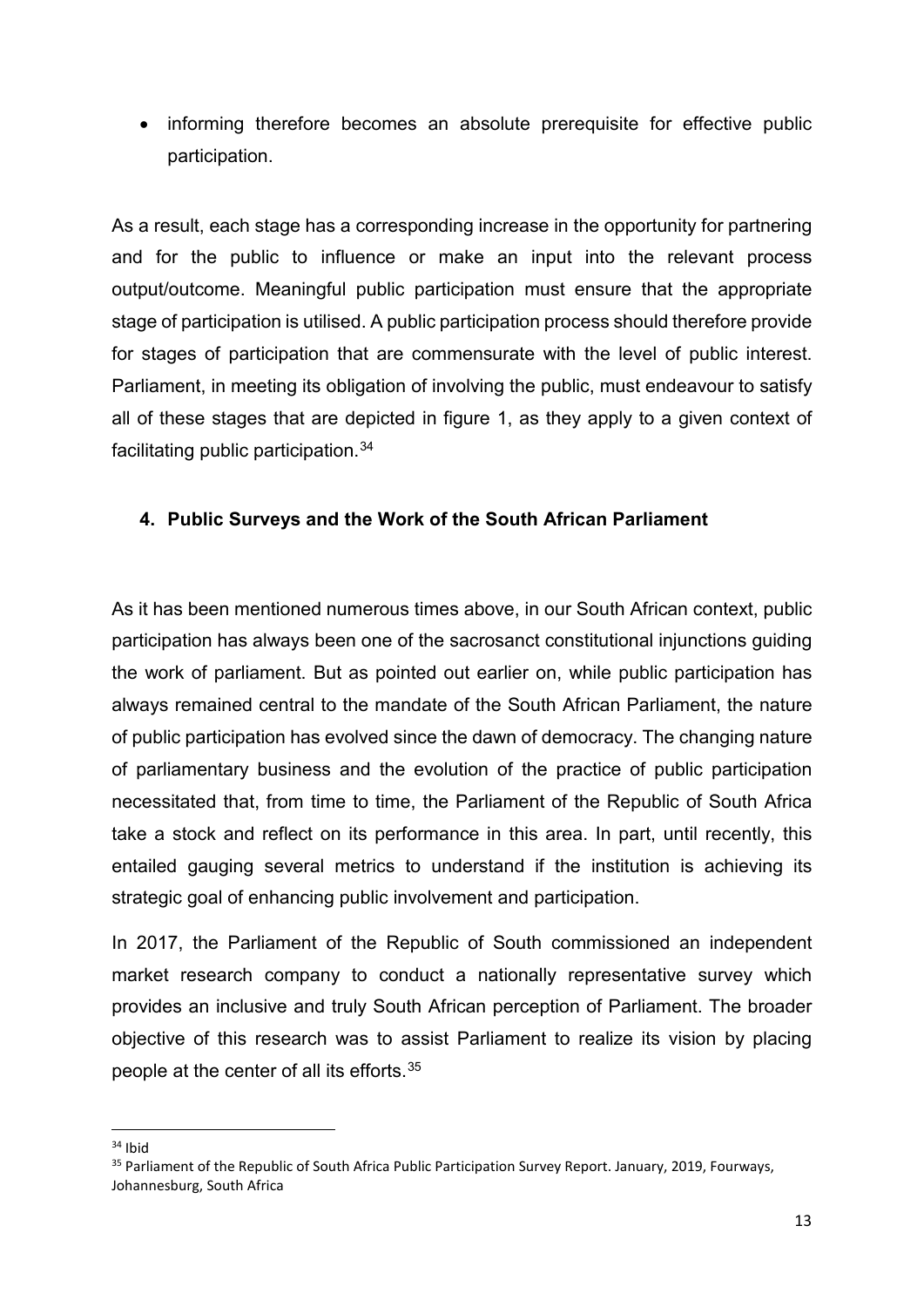- informing therefore becomes an absolute prerequisite for effective public participation.

As a result, each stage has a corresponding increase in the opportunity for partnering and for the public to influence or make an input into the relevant process output/outcome. Meaningful public participation must ensure that the appropriate stage of participation is utilised. A public participation process should therefore provide for stages of participation that are commensurate with the level of public interest. Parliament, in meeting its obligation of involving the public, must endeavour to satisfy all of these stages that are depicted in figure 1, as they apply to a given context of facilitating public participation.[34]

## 4. Public Surveys and the Work of the South African Parliament

As it has been mentioned numerous times above, in our South African context, public participation has always been one of the sacrosanct constitutional injunctions guiding the work of parliament. But as pointed out earlier on, while public participation has always remained central to the mandate of the South African Parliament, the nature of public participation has evolved since the dawn of democracy. The changing nature of parliamentary business and the evolution of the practice of public participation necessitated that, from time to time, the Parliament of the Republic of South Africa take a stock and reflect on its performance in this area. In part, until recently, this entailed gauging several metrics to understand if the institution is achieving its strategic goal of enhancing public involvement and participation.

In 2017, the Parliament of the Republic of South commissioned an independent market research company to conduct a nationally representative survey which provides an inclusive and truly South African perception of Parliament. The broader objective of this research was to assist Parliament to realize its vision by placing people at the center of all its efforts.[35]

---

[34] Ibid

[35] Parliament of the Republic of South Africa Public Participation Survey Report. January, 2019, Fourways, Johannesburg, South Africa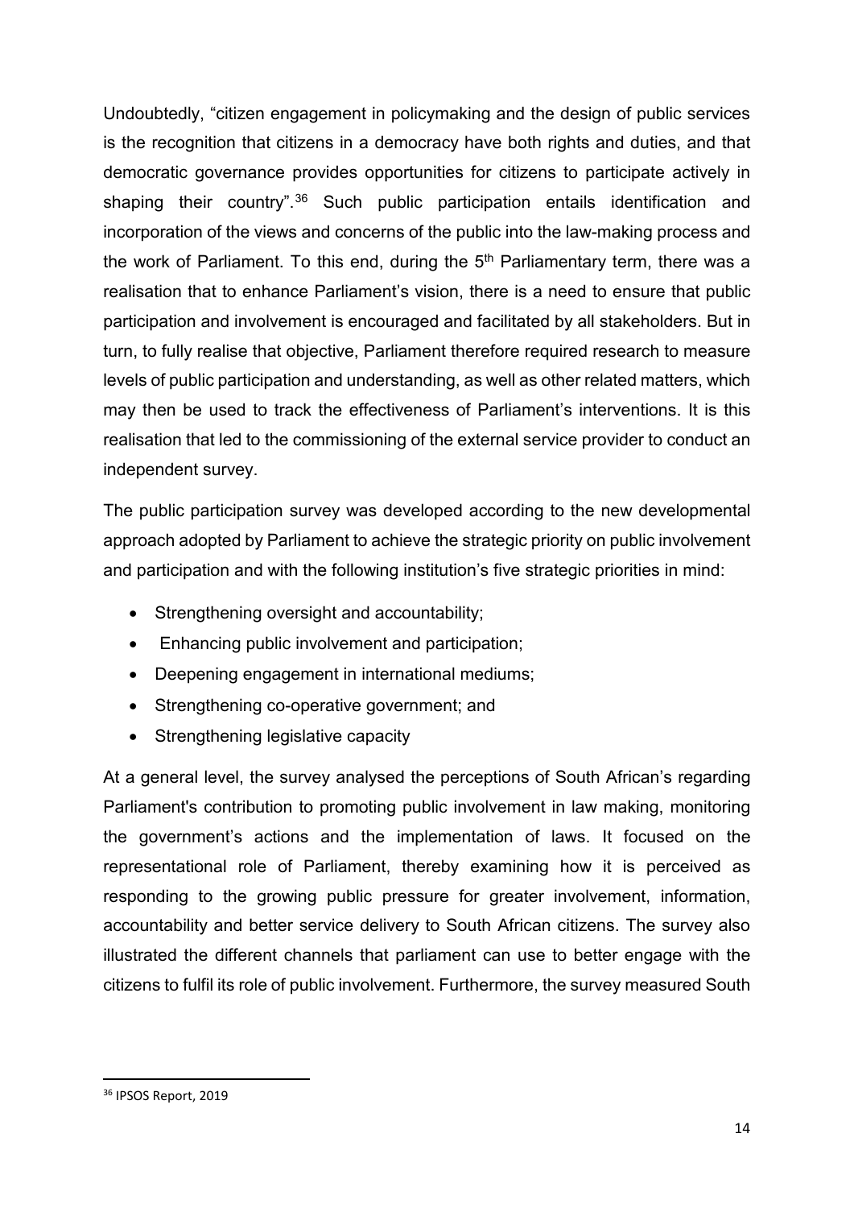Undoubtedly, "citizen engagement in policymaking and the design of public services is the recognition that citizens in a democracy have both rights and duties, and that democratic governance provides opportunities for citizens to participate actively in shaping their country".[36] Such public participation entails identification and incorporation of the views and concerns of the public into the law-making process and the work of Parliament. To this end, during the 5th Parliamentary term, there was a realisation that to enhance Parliament's vision, there is a need to ensure that public participation and involvement is encouraged and facilitated by all stakeholders. But in turn, to fully realise that objective, Parliament therefore required research to measure levels of public participation and understanding, as well as other related matters, which may then be used to track the effectiveness of Parliament's interventions. It is this realisation that led to the commissioning of the external service provider to conduct an independent survey.

The public participation survey was developed according to the new developmental approach adopted by Parliament to achieve the strategic priority on public involvement and participation and with the following institution's five strategic priorities in mind:

- Strengthening oversight and accountability;
- Enhancing public involvement and participation;
- Deepening engagement in international mediums;
- Strengthening co-operative government; and
- Strengthening legislative capacity

At a general level, the survey analysed the perceptions of South African's regarding Parliament's contribution to promoting public involvement in law making, monitoring the government's actions and the implementation of laws. It focused on the representational role of Parliament, thereby examining how it is perceived as responding to the growing public pressure for greater involvement, information, accountability and better service delivery to South African citizens. The survey also illustrated the different channels that parliament can use to better engage with the citizens to fulfil its role of public involvement. Furthermore, the survey measured South

---

[36] IPSOS Report, 2019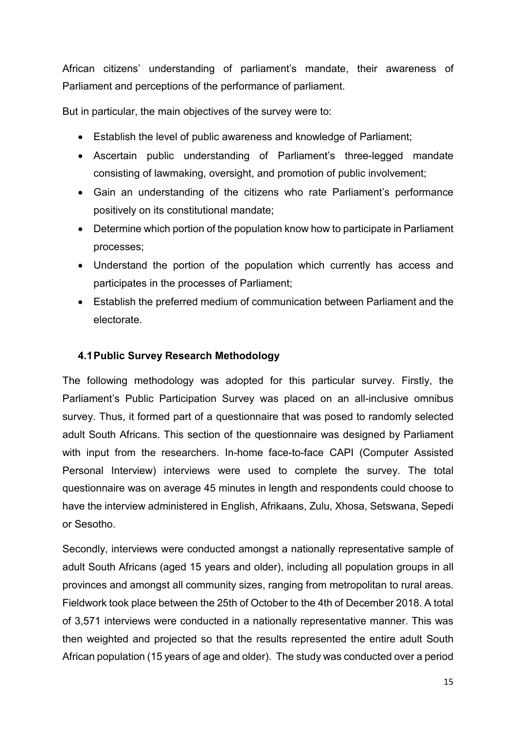African citizens' understanding of parliament's mandate, their awareness of Parliament and perceptions of the performance of parliament.

But in particular, the main objectives of the survey were to:

- Establish the level of public awareness and knowledge of Parliament;
- Ascertain public understanding of Parliament's three-legged mandate consisting of lawmaking, oversight, and promotion of public involvement;
- Gain an understanding of the citizens who rate Parliament's performance positively on its constitutional mandate;
- Determine which portion of the population know how to participate in Parliament processes;
- Understand the portion of the population which currently has access and participates in the processes of Parliament;
- Establish the preferred medium of communication between Parliament and the electorate.

### 4.1 Public Survey Research Methodology

The following methodology was adopted for this particular survey. Firstly, the Parliament's Public Participation Survey was placed on an all-inclusive omnibus survey. Thus, it formed part of a questionnaire that was posed to randomly selected adult South Africans. This section of the questionnaire was designed by Parliament with input from the researchers. In-home face-to-face CAPI (Computer Assisted Personal Interview) interviews were used to complete the survey. The total questionnaire was on average 45 minutes in length and respondents could choose to have the interview administered in English, Afrikaans, Zulu, Xhosa, Setswana, Sepedi or Sesotho.

Secondly, interviews were conducted amongst a nationally representative sample of adult South Africans (aged 15 years and older), including all population groups in all provinces and amongst all community sizes, ranging from metropolitan to rural areas. Fieldwork took place between the 25th of October to the 4th of December 2018. A total of 3,571 interviews were conducted in a nationally representative manner. This was then weighted and projected so that the results represented the entire adult South African population (15 years of age and older). The study was conducted over a period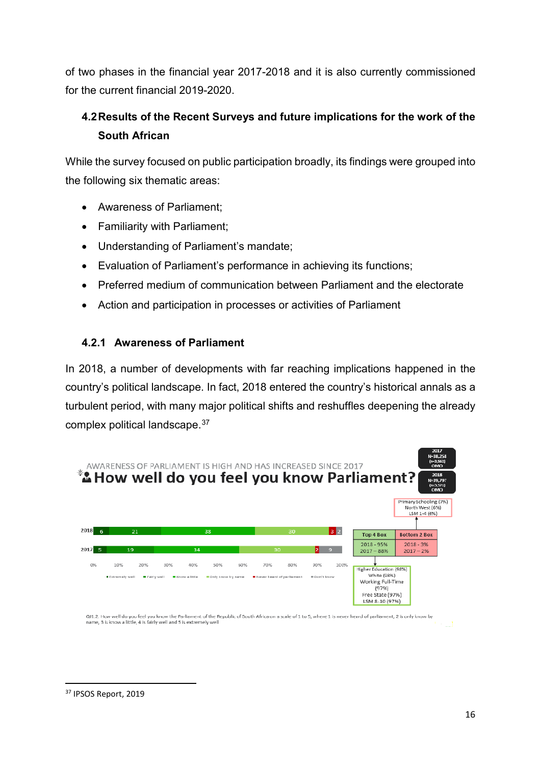of two phases in the financial year 2017-2018 and it is also currently commissioned for the current financial 2019-2020.

### 4.2 Results of the Recent Surveys and future implications for the work of the South African

While the survey focused on public participation broadly, its findings were grouped into the following six thematic areas:

- Awareness of Parliament;
- Familiarity with Parliament;
- Understanding of Parliament's mandate;
- Evaluation of Parliament's performance in achieving its functions;
- Preferred medium of communication between Parliament and the electorate
- Action and participation in processes or activities of Parliament

#### 4.2.1 Awareness of Parliament

In 2018, a number of developments with far reaching implications happened in the country's political landscape. In fact, 2018 entered the country's historical annals as a turbulent period, with many major political shifts and reshuffles deepening the already complex political landscape.[37]

AWARENESS OF PARLIAMENT IS HIGH AND HAS INCREASED SINCE 2017

**How well do you feel you know Parliament?**

2017 N=38,258 (n=3,562) OMO

2018 N=39,797 (n=3,571) OMO

| Year | Extremely well | Fairly well | Know a little | Only know by name | Never heard of parliament | Don't know |
|---|---|---|---|---|---|---|
| 2018 | 6 | 21 | 38 | 30 | 3 | 2 |
| 2017 | 5 | 19 | 34 | 30 | 2 | 9 |

| Top 4 Box | Bottom 2 Box |
|---|---|
| 2018 - 95% | 2018 - 3% |
| 2017 – 88% | 2017 – 2% |

Bottom 2 Box: Primary Schooling (7%), North West (6%), LSM 1-4 (6%)

Top 4 Box: Higher Education (98%), White (98%), Working Full-Time (97%), Free State (97%), LSM 8-10 (97%)

QJ1.2. How well do you feel you know the Parliament of the Republic of South Africa on a scale of 1 to 5, where 1 is never heard of parliament, 2 is only know by name, 3 is know a little, 4 is fairly well and 5 is extremely well

---

[37] IPSOS Report, 2019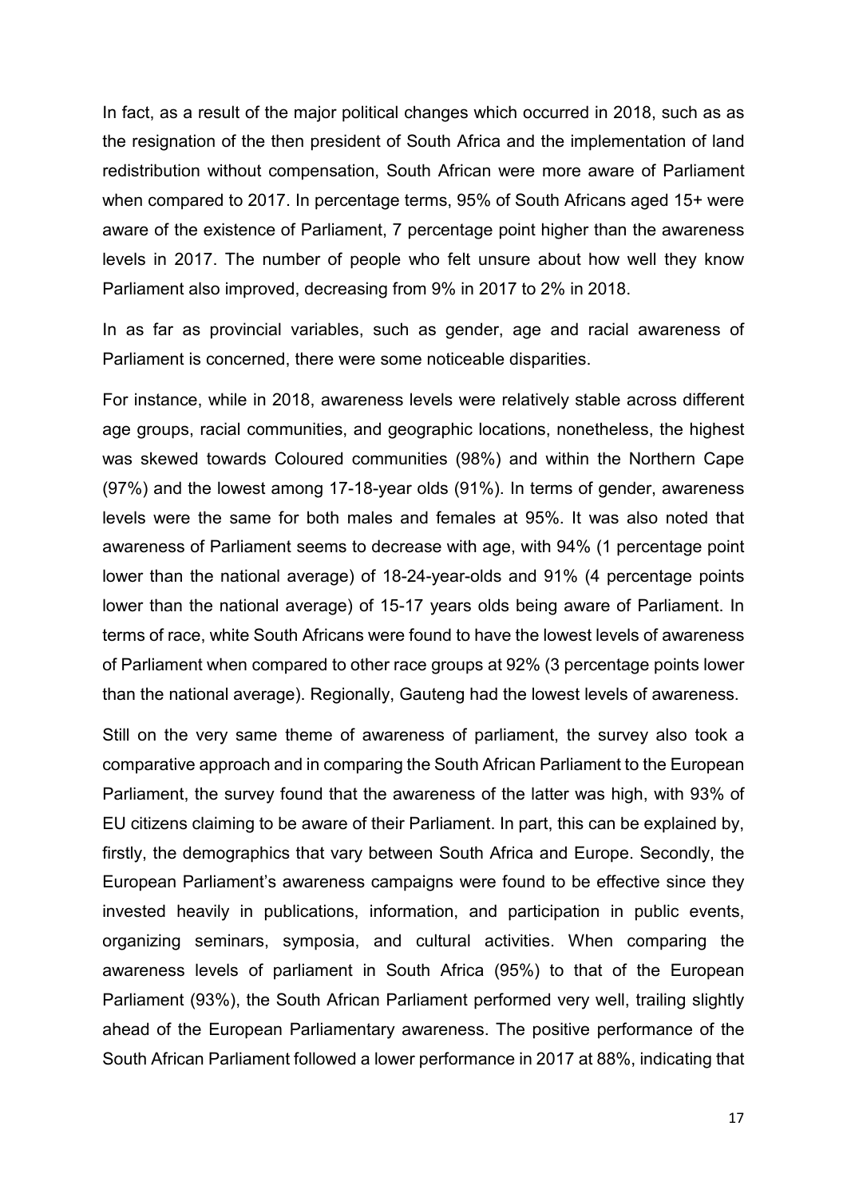In fact, as a result of the major political changes which occurred in 2018, such as as the resignation of the then president of South Africa and the implementation of land redistribution without compensation, South African were more aware of Parliament when compared to 2017. In percentage terms, 95% of South Africans aged 15+ were aware of the existence of Parliament, 7 percentage point higher than the awareness levels in 2017. The number of people who felt unsure about how well they know Parliament also improved, decreasing from 9% in 2017 to 2% in 2018.

In as far as provincial variables, such as gender, age and racial awareness of Parliament is concerned, there were some noticeable disparities.

For instance, while in 2018, awareness levels were relatively stable across different age groups, racial communities, and geographic locations, nonetheless, the highest was skewed towards Coloured communities (98%) and within the Northern Cape (97%) and the lowest among 17-18-year olds (91%). In terms of gender, awareness levels were the same for both males and females at 95%. It was also noted that awareness of Parliament seems to decrease with age, with 94% (1 percentage point lower than the national average) of 18-24-year-olds and 91% (4 percentage points lower than the national average) of 15-17 years olds being aware of Parliament. In terms of race, white South Africans were found to have the lowest levels of awareness of Parliament when compared to other race groups at 92% (3 percentage points lower than the national average). Regionally, Gauteng had the lowest levels of awareness.

Still on the very same theme of awareness of parliament, the survey also took a comparative approach and in comparing the South African Parliament to the European Parliament, the survey found that the awareness of the latter was high, with 93% of EU citizens claiming to be aware of their Parliament. In part, this can be explained by, firstly, the demographics that vary between South Africa and Europe. Secondly, the European Parliament's awareness campaigns were found to be effective since they invested heavily in publications, information, and participation in public events, organizing seminars, symposia, and cultural activities. When comparing the awareness levels of parliament in South Africa (95%) to that of the European Parliament (93%), the South African Parliament performed very well, trailing slightly ahead of the European Parliamentary awareness. The positive performance of the South African Parliament followed a lower performance in 2017 at 88%, indicating that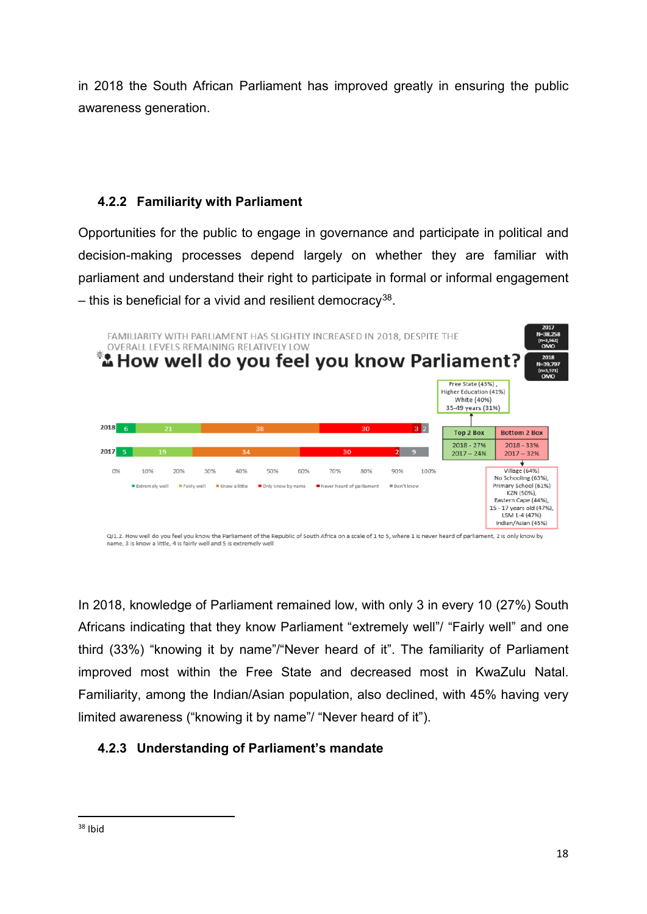in 2018 the South African Parliament has improved greatly in ensuring the public awareness generation.

### 4.2.2 Familiarity with Parliament

Opportunities for the public to engage in governance and participate in political and decision-making processes depend largely on whether they are familiar with parliament and understand their right to participate in formal or informal engagement – this is beneficial for a vivid and resilient democracy[38].

FAMILIARITY WITH PARLIAMENT HAS SLIGHTLY INCREASED IN 2018, DESPITE THE OVERALL LEVELS REMAINING RELATIVELY LOW

**How well do you feel you know Parliament?**

2017 N=38,258 (n=3,562) OMO

2018 N=39,797 (n=3,571) OMO

| Year | Extremely well | Fairly well | Know a little | Only know by name | Never heard of parliament | Don't know |
|---|---|---|---|---|---|---|
| 2018 | 6 | 21 | 38 | 30 | 3 | 2 |
| 2017 | 5 | 19 | 34 | 30 | 2 | 9 |

| Top 2 Box | Bottom 2 Box |
|---|---|
| 2018 - 27% | 2018 - 33% |
| 2017 – 24% | 2017 – 32% |

Top 2 Box: Free State (43%), Higher Education (41%), White (40%), 35-49 years (31%)

Bottom 2 Box: Village (64%), No Schooling (63%), Primary School (61%), KZN (50%), Eastern Cape (44%), 15 - 17 years old (47%), LSM 1-4 (47%), Indian/Asian (45%)

Q1.2. How well do you feel you know the Parliament of the Republic of South Africa on a scale of 1 to 5, where 1 is never heard of parliament, 2 is only know by name, 3 is know a little, 4 is fairly well and 5 is extremely well

In 2018, knowledge of Parliament remained low, with only 3 in every 10 (27%) South Africans indicating that they know Parliament "extremely well"/ "Fairly well" and one third (33%) "knowing it by name"/"Never heard of it". The familiarity of Parliament improved most within the Free State and decreased most in KwaZulu Natal. Familiarity, among the Indian/Asian population, also declined, with 45% having very limited awareness ("knowing it by name"/ "Never heard of it").

### 4.2.3 Understanding of Parliament's mandate

---

[38] Ibid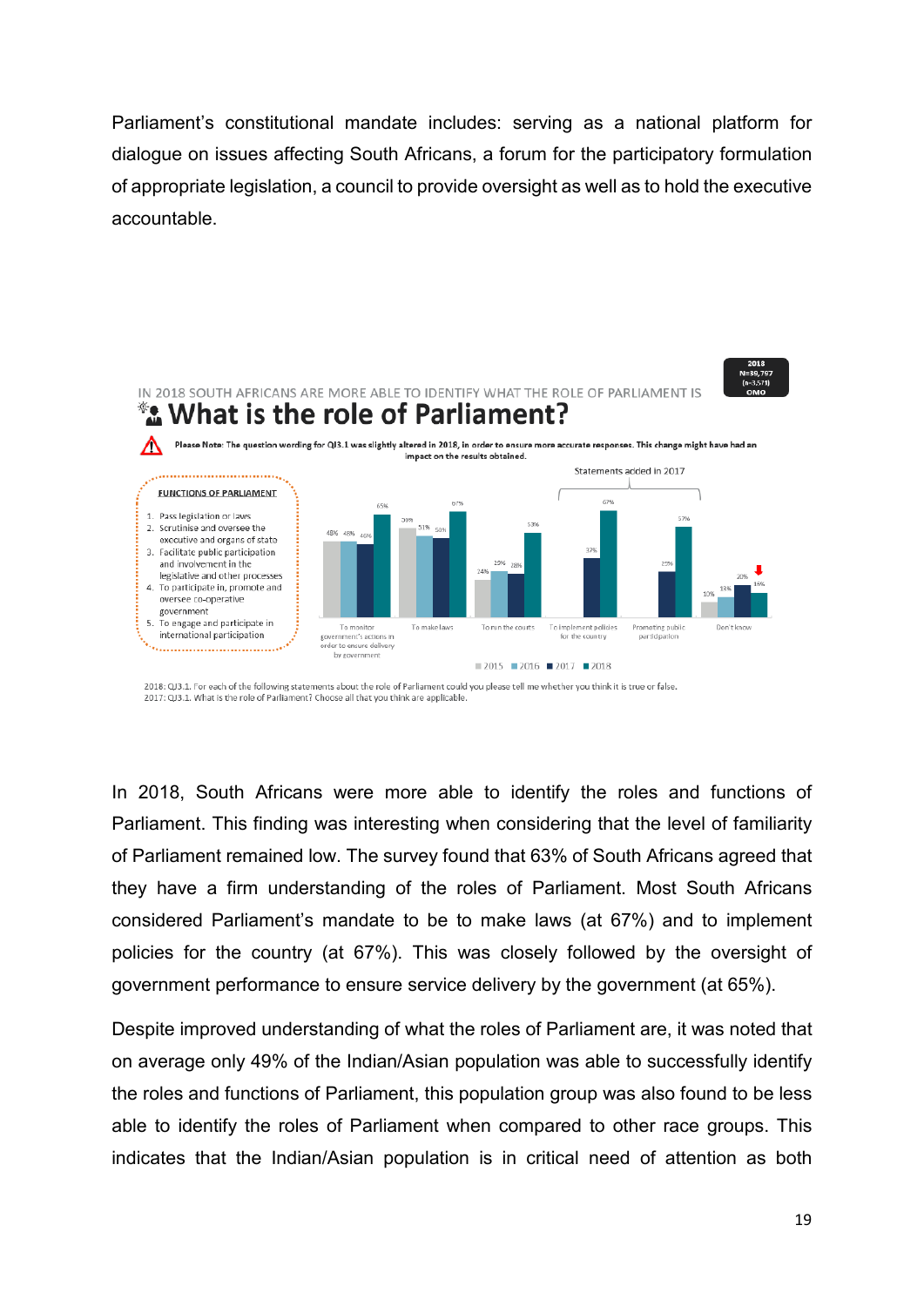Parliament's constitutional mandate includes: serving as a national platform for dialogue on issues affecting South Africans, a forum for the participatory formulation of appropriate legislation, a council to provide oversight as well as to hold the executive accountable.

IN 2018 SOUTH AFRICANS ARE MORE ABLE TO IDENTIFY WHAT THE ROLE OF PARLIAMENT IS

2018 N=30,757 (n=3,571) OMO

## What is the role of Parliament?

**Please Note:** The question wording for QI3.1 was slightly altered in 2018, in order to ensure more accurate responses. This change might have had an impact on the results obtained.

**FUNCTIONS OF PARLIAMENT**

1. Pass legislation or laws
2. Scrutinise and oversee the executive and organs of state
3. Facilitate public participation and involvement in the legislative and other processes
4. To participate in, promote and oversee co-operative government
5. To engage and participate in international participation

| | 2015 | 2016 | 2017 | 2018 |
|---|---|---|---|---|
| To monitor government's actions in order to ensure delivery by government | 48% | 48% | 46% | 65% |
| To make laws | 59% | 51% | 50% | 67% |
| To run the courts | 24% | 29% | 28% | 53% |
| To implement policies for the country (Statement added in 2017) | | | 37% | 67% |
| Promoting public participation (Statement added in 2017) | | | 25% | 57% |
| Don't know | 10% | 13% | 20% | 15% |

2018: QI3.1. For each of the following statements about the role of Parliament could you please tell me whether you think it is true or false.
2017: QI3.1. What is the role of Parliament? Choose all that you think are applicable.

In 2018, South Africans were more able to identify the roles and functions of Parliament. This finding was interesting when considering that the level of familiarity of Parliament remained low. The survey found that 63% of South Africans agreed that they have a firm understanding of the roles of Parliament. Most South Africans considered Parliament's mandate to be to make laws (at 67%) and to implement policies for the country (at 67%). This was closely followed by the oversight of government performance to ensure service delivery by the government (at 65%).

Despite improved understanding of what the roles of Parliament are, it was noted that on average only 49% of the Indian/Asian population was able to successfully identify the roles and functions of Parliament, this population group was also found to be less able to identify the roles of Parliament when compared to other race groups. This indicates that the Indian/Asian population is in critical need of attention as both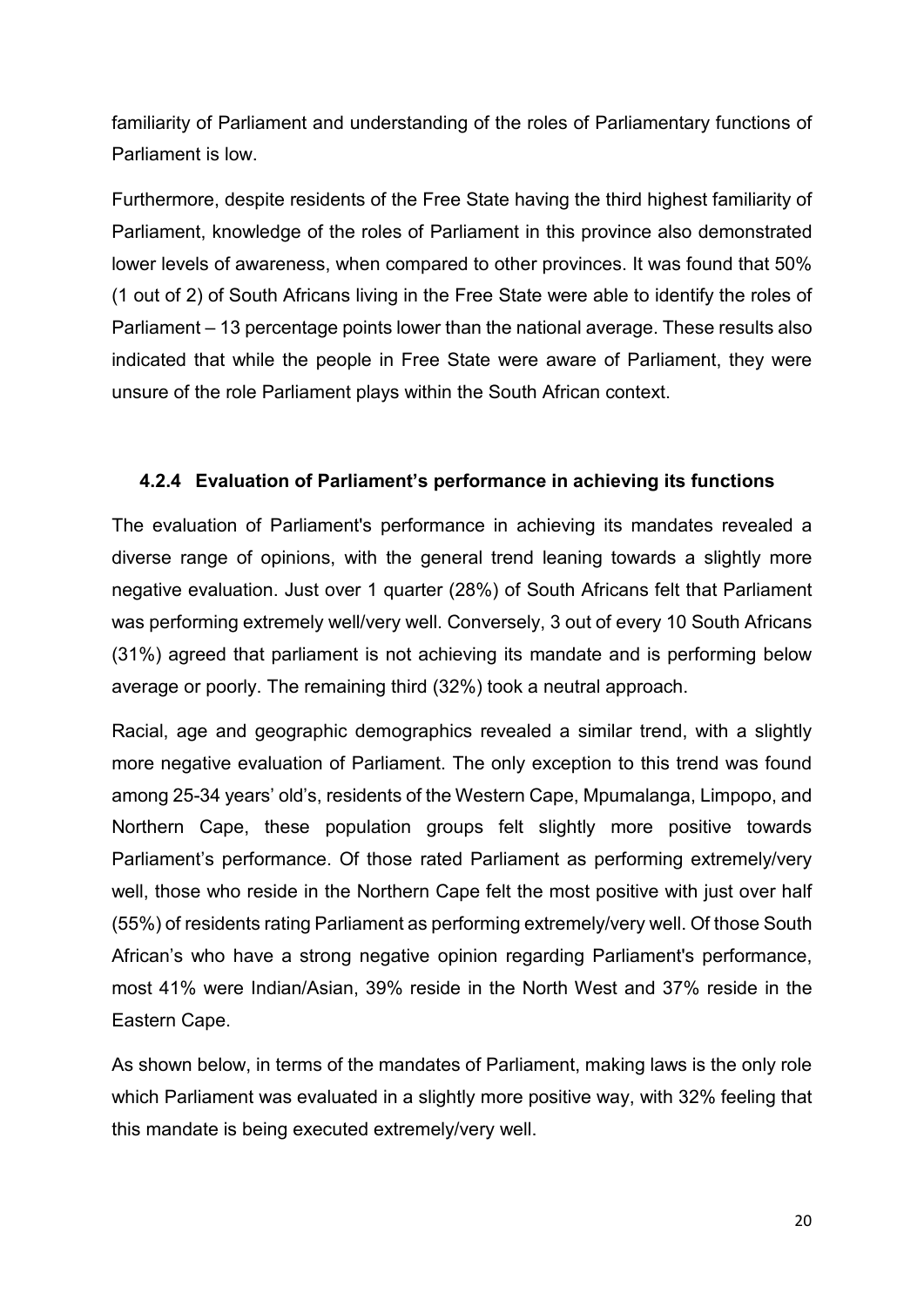familiarity of Parliament and understanding of the roles of Parliamentary functions of Parliament is low.

Furthermore, despite residents of the Free State having the third highest familiarity of Parliament, knowledge of the roles of Parliament in this province also demonstrated lower levels of awareness, when compared to other provinces. It was found that 50% (1 out of 2) of South Africans living in the Free State were able to identify the roles of Parliament – 13 percentage points lower than the national average. These results also indicated that while the people in Free State were aware of Parliament, they were unsure of the role Parliament plays within the South African context.

### 4.2.4 Evaluation of Parliament's performance in achieving its functions

The evaluation of Parliament's performance in achieving its mandates revealed a diverse range of opinions, with the general trend leaning towards a slightly more negative evaluation. Just over 1 quarter (28%) of South Africans felt that Parliament was performing extremely well/very well. Conversely, 3 out of every 10 South Africans (31%) agreed that parliament is not achieving its mandate and is performing below average or poorly. The remaining third (32%) took a neutral approach.

Racial, age and geographic demographics revealed a similar trend, with a slightly more negative evaluation of Parliament. The only exception to this trend was found among 25-34 years' old's, residents of the Western Cape, Mpumalanga, Limpopo, and Northern Cape, these population groups felt slightly more positive towards Parliament's performance. Of those rated Parliament as performing extremely/very well, those who reside in the Northern Cape felt the most positive with just over half (55%) of residents rating Parliament as performing extremely/very well. Of those South African's who have a strong negative opinion regarding Parliament's performance, most 41% were Indian/Asian, 39% reside in the North West and 37% reside in the Eastern Cape.

As shown below, in terms of the mandates of Parliament, making laws is the only role which Parliament was evaluated in a slightly more positive way, with 32% feeling that this mandate is being executed extremely/very well.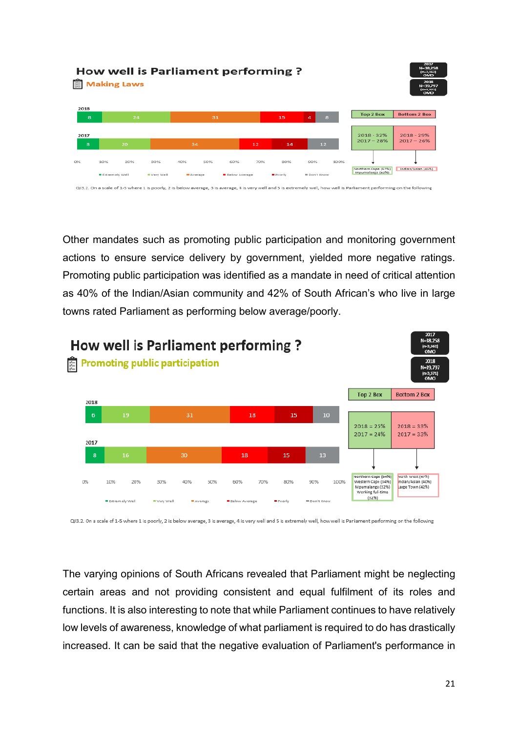## How well is Parliament performing ?

**Making Laws**

2017: N=38,258 (n=3,562) OMO
2018: N=39,797 (n=3,571) OMO

| Year | Extremely Well | Very Well | Average | Below Average | Poorly | Don't Know |
|---|---|---|---|---|---|---|
| 2018 | 8 | 24 | 31 | 15 | 4 | 8 |
| 2017 | 8 | 20 | 34 | 12 | 14 | 12 |

| Top 2 Box | Bottom 2 Box |
|---|---|
| 2018 – 32%<br>2017 – 28% | 2018 – 29%<br>2017 – 26% |
| Northern Cape (67%)<br>Mpumalanga (42%) | Indian/Asian (45%) |

Q3.2. On a scale of 1-5 where 1 is poorly, 2 is below average, 3 is average, 4 is very well and 5 is extremely well, how well is Parliament performing on the following

Other mandates such as promoting public participation and monitoring government actions to ensure service delivery by government, yielded more negative ratings. Promoting public participation was identified as a mandate in need of critical attention as 40% of the Indian/Asian community and 42% of South African's who live in large towns rated Parliament as performing below average/poorly.

## How well is Parliament performing ?

**Promoting public participation**

2017: N=38,258 (n=3,562) OMO
2018: N=39,797 (n=3,571) OMO

| Year | Extremely Well | Very Well | Average | Below Average | Poorly | Don't Know |
|---|---|---|---|---|---|---|
| 2018 | 6 | 19 | 31 | 18 | 15 | 10 |
| 2017 | 8 | 16 | 30 | 18 | 15 | 13 |

| Top 2 Box | Bottom 2 Box |
|---|---|
| 2018 = 25%<br>2017 = 24% | 2018 = 33%<br>2017 = 33% |
| Northern Cape (34%)<br>Western Cape (34%)<br>Mpumalanga (32%)<br>Working full-time (32%) | North West (47%)<br>Indian/Asian (40%)<br>Large Town (42%) |

Q3.2. On a scale of 1-5 where 1 is poorly, 2 is below average, 3 is average, 4 is very well and 5 is extremely well, how well is Pariament performing on the following

The varying opinions of South Africans revealed that Parliament might be neglecting certain areas and not providing consistent and equal fulfilment of its roles and functions. It is also interesting to note that while Parliament continues to have relatively low levels of awareness, knowledge of what parliament is required to do has drastically increased. It can be said that the negative evaluation of Parliament's performance in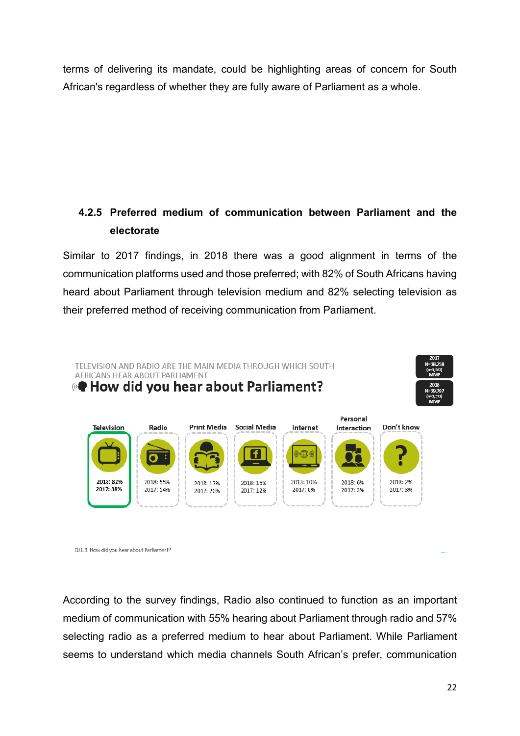terms of delivering its mandate, could be highlighting areas of concern for South African's regardless of whether they are fully aware of Parliament as a whole.

### 4.2.5 Preferred medium of communication between Parliament and the electorate

Similar to 2017 findings, in 2018 there was a good alignment in terms of the communication platforms used and those preferred; with 82% of South Africans having heard about Parliament through television medium and 82% selecting television as their preferred method of receiving communication from Parliament.

TELEVISION AND RADIO ARE THE MAIN MEDIA THROUGH WHICH SOUTH AFRICANS HEAR ABOUT PARLIAMENT

**How did you hear about Parliament?**

2017 N=38,258 (n=3,562) MMP

2018 N=39,797 (n=3,571) MMP

| | Television | Radio | Print Media | Social Media | Internet | Personal Interaction | Don't know |
|---|---|---|---|---|---|---|---|
| 2018 | 82% | 55% | 17% | 16% | 10% | 6% | 2% |
| 2017 | 88% | 54% | 20% | 12% | 6% | 3% | 3% |

Q1.3 How did you hear about Parliament?

According to the survey findings, Radio also continued to function as an important medium of communication with 55% hearing about Parliament through radio and 57% selecting radio as a preferred medium to hear about Parliament. While Parliament seems to understand which media channels South African's prefer, communication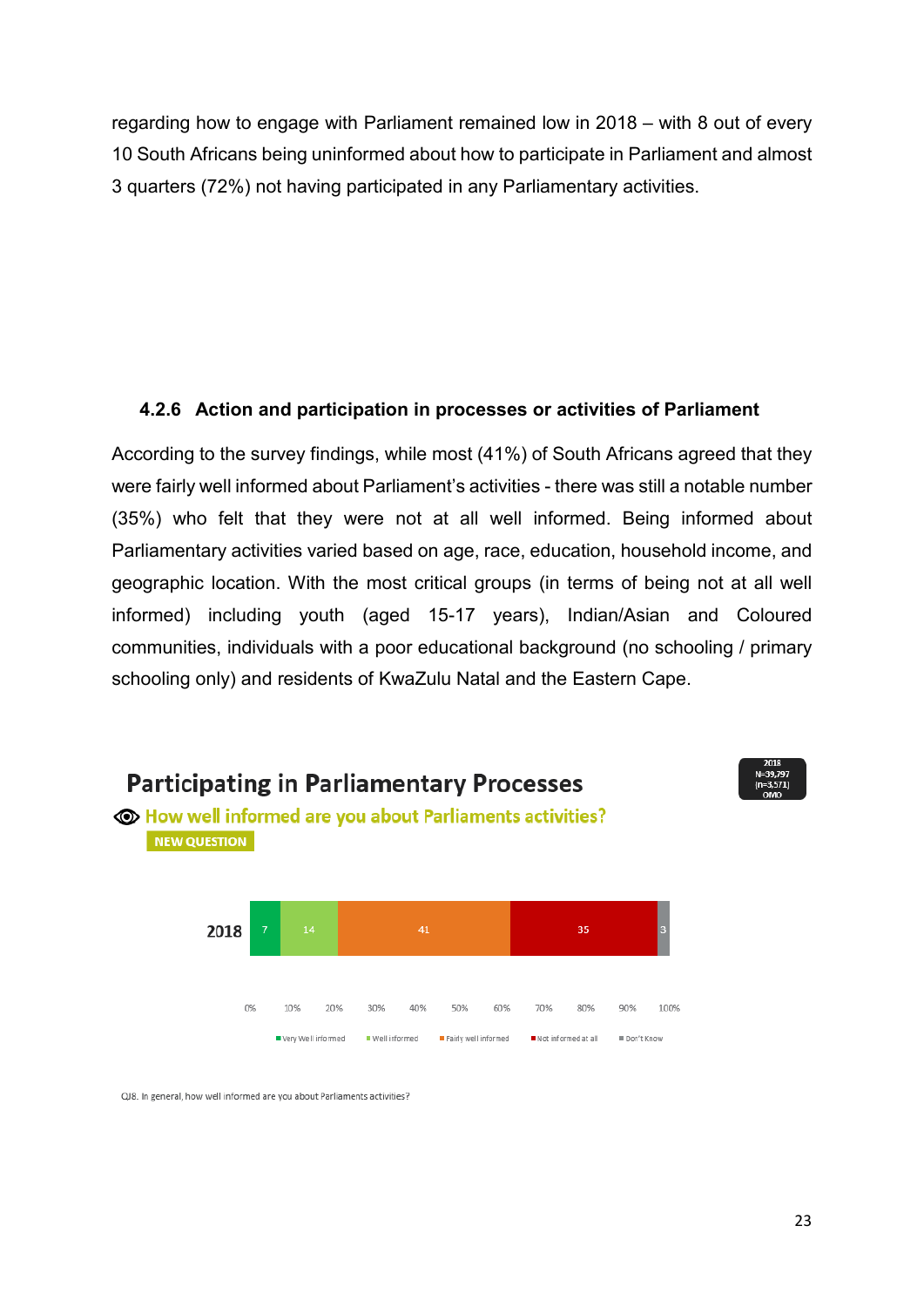regarding how to engage with Parliament remained low in 2018 – with 8 out of every 10 South Africans being uninformed about how to participate in Parliament and almost 3 quarters (72%) not having participated in any Parliamentary activities.

#### 4.2.6 Action and participation in processes or activities of Parliament

According to the survey findings, while most (41%) of South Africans agreed that they were fairly well informed about Parliament's activities - there was still a notable number (35%) who felt that they were not at all well informed. Being informed about Parliamentary activities varied based on age, race, education, household income, and geographic location. With the most critical groups (in terms of being not at all well informed) including youth (aged 15-17 years), Indian/Asian and Coloured communities, individuals with a poor educational background (no schooling / primary schooling only) and residents of KwaZulu Natal and the Eastern Cape.

**Participating in Parliamentary Processes**

How well informed are you about Parliaments activities?

NEW QUESTION

2018 N=39,797 (n=3,571) OMO

| | Very Well informed | Well informed | Fairly well informed | Not informed at all | Don't Know |
|---|---|---|---|---|---|
| 2018 | 7 | 14 | 41 | 35 | 3 |

QJ8. In general, how well informed are you about Parliaments activities?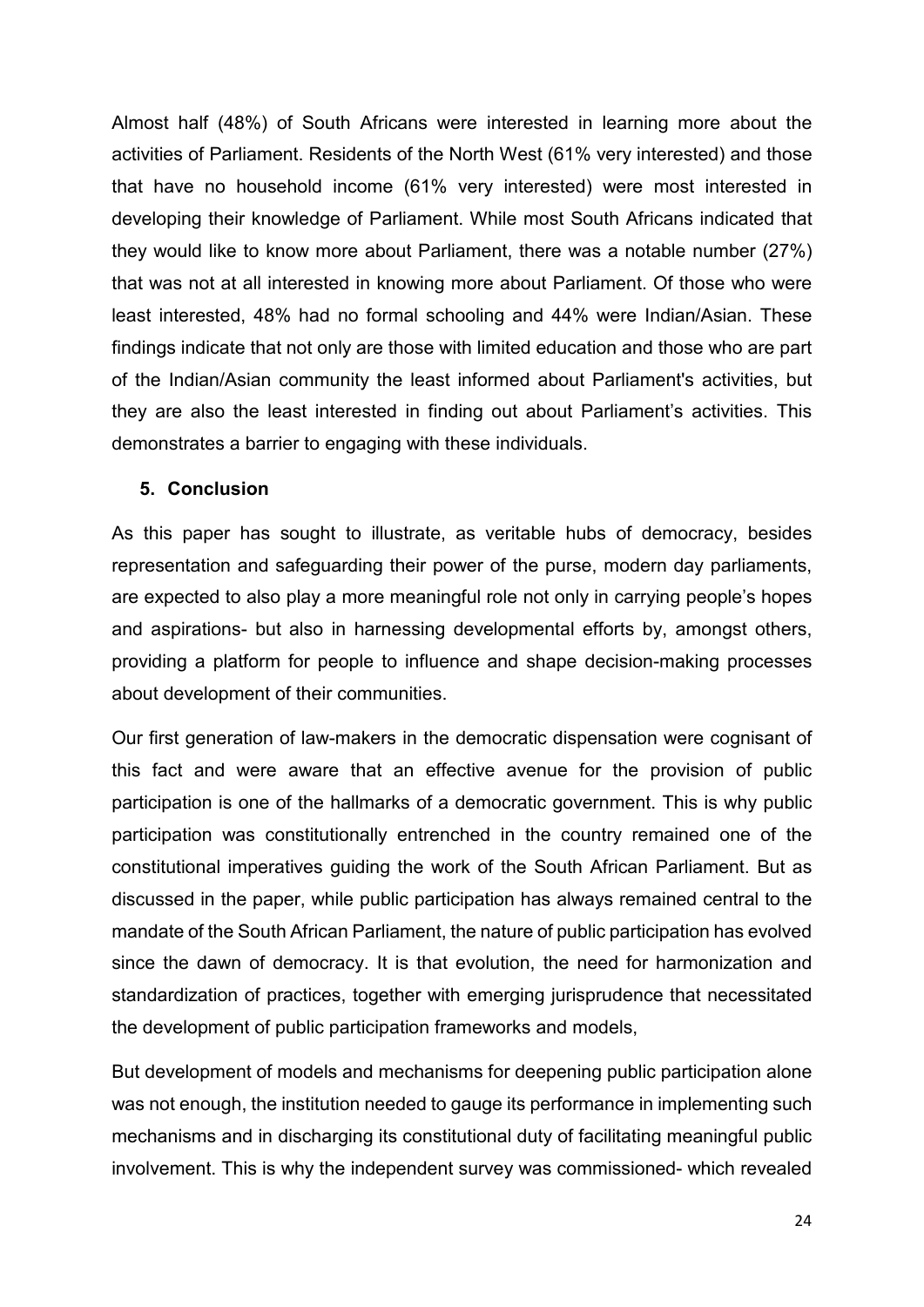Almost half (48%) of South Africans were interested in learning more about the activities of Parliament. Residents of the North West (61% very interested) and those that have no household income (61% very interested) were most interested in developing their knowledge of Parliament. While most South Africans indicated that they would like to know more about Parliament, there was a notable number (27%) that was not at all interested in knowing more about Parliament. Of those who were least interested, 48% had no formal schooling and 44% were Indian/Asian. These findings indicate that not only are those with limited education and those who are part of the Indian/Asian community the least informed about Parliament's activities, but they are also the least interested in finding out about Parliament's activities. This demonstrates a barrier to engaging with these individuals.

## 5. Conclusion

As this paper has sought to illustrate, as veritable hubs of democracy, besides representation and safeguarding their power of the purse, modern day parliaments, are expected to also play a more meaningful role not only in carrying people's hopes and aspirations- but also in harnessing developmental efforts by, amongst others, providing a platform for people to influence and shape decision-making processes about development of their communities.

Our first generation of law-makers in the democratic dispensation were cognisant of this fact and were aware that an effective avenue for the provision of public participation is one of the hallmarks of a democratic government. This is why public participation was constitutionally entrenched in the country remained one of the constitutional imperatives guiding the work of the South African Parliament. But as discussed in the paper, while public participation has always remained central to the mandate of the South African Parliament, the nature of public participation has evolved since the dawn of democracy. It is that evolution, the need for harmonization and standardization of practices, together with emerging jurisprudence that necessitated the development of public participation frameworks and models,

But development of models and mechanisms for deepening public participation alone was not enough, the institution needed to gauge its performance in implementing such mechanisms and in discharging its constitutional duty of facilitating meaningful public involvement. This is why the independent survey was commissioned- which revealed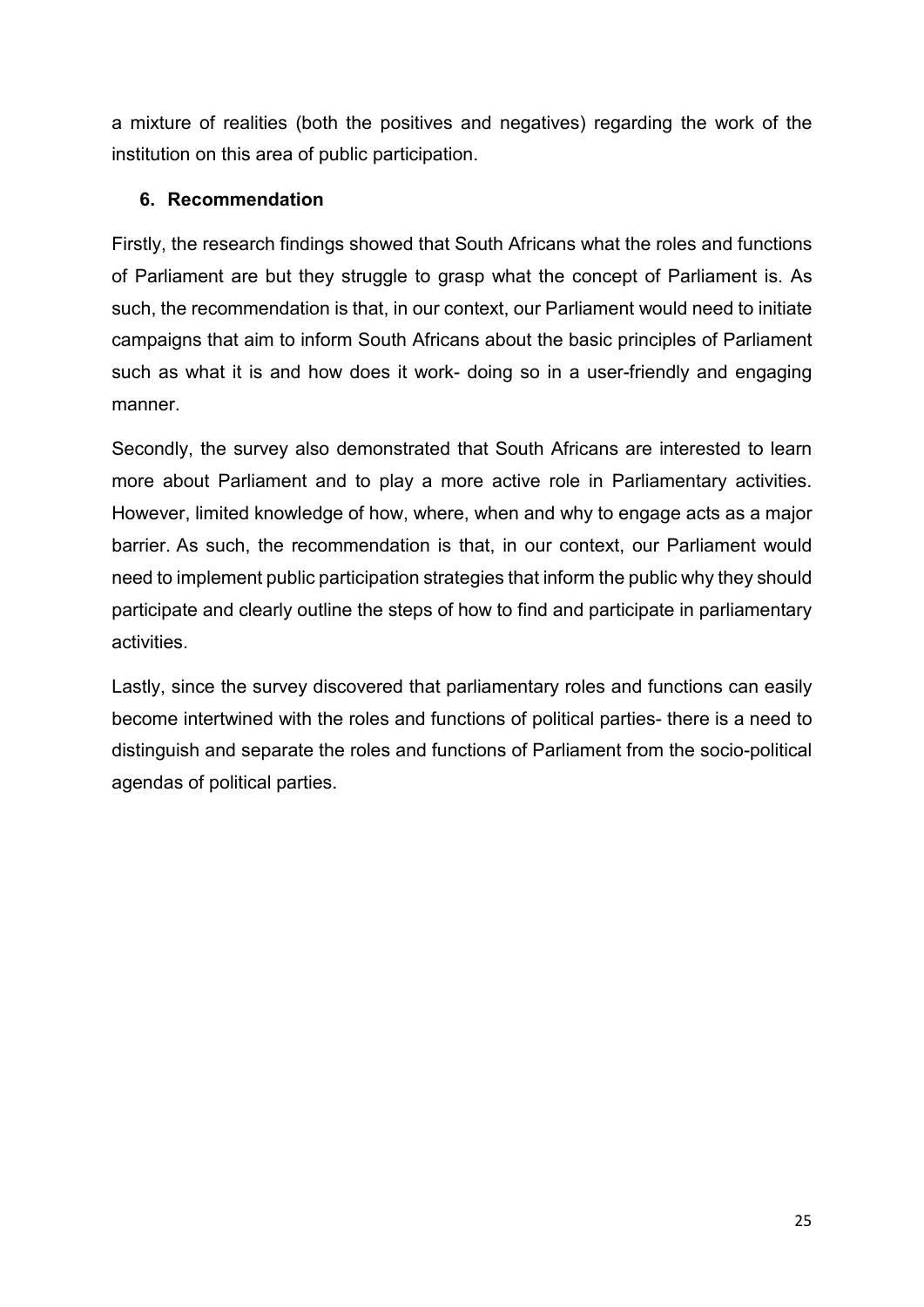a mixture of realities (both the positives and negatives) regarding the work of the institution on this area of public participation.

## 6. Recommendation

Firstly, the research findings showed that South Africans what the roles and functions of Parliament are but they struggle to grasp what the concept of Parliament is. As such, the recommendation is that, in our context, our Parliament would need to initiate campaigns that aim to inform South Africans about the basic principles of Parliament such as what it is and how does it work- doing so in a user-friendly and engaging manner.

Secondly, the survey also demonstrated that South Africans are interested to learn more about Parliament and to play a more active role in Parliamentary activities. However, limited knowledge of how, where, when and why to engage acts as a major barrier. As such, the recommendation is that, in our context, our Parliament would need to implement public participation strategies that inform the public why they should participate and clearly outline the steps of how to find and participate in parliamentary activities.

Lastly, since the survey discovered that parliamentary roles and functions can easily become intertwined with the roles and functions of political parties- there is a need to distinguish and separate the roles and functions of Parliament from the socio-political agendas of political parties.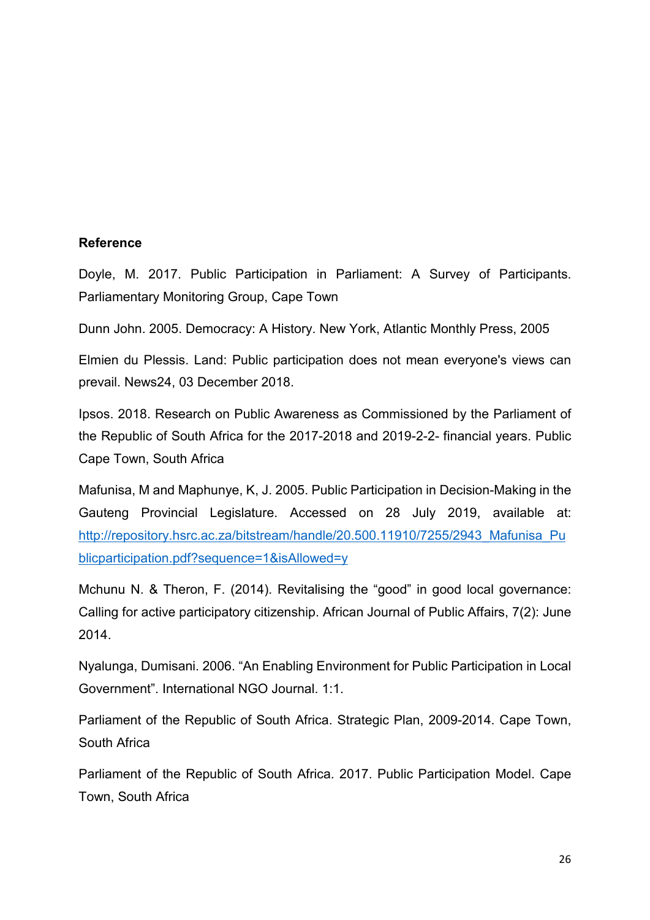**Reference**

Doyle, M. 2017. Public Participation in Parliament: A Survey of Participants. Parliamentary Monitoring Group, Cape Town

Dunn John. 2005. Democracy: A History. New York, Atlantic Monthly Press, 2005

Elmien du Plessis. Land: Public participation does not mean everyone's views can prevail. News24, 03 December 2018.

Ipsos. 2018. Research on Public Awareness as Commissioned by the Parliament of the Republic of South Africa for the 2017-2018 and 2019-2-2- financial years. Public Cape Town, South Africa

Mafunisa, M and Maphunye, K, J. 2005. Public Participation in Decision-Making in the Gauteng Provincial Legislature. Accessed on 28 July 2019, available at: http://repository.hsrc.ac.za/bitstream/handle/20.500.11910/7255/2943_Mafunisa_Publicparticipation.pdf?sequence=1&isAllowed=y

Mchunu N. & Theron, F. (2014). Revitalising the "good" in good local governance: Calling for active participatory citizenship. African Journal of Public Affairs, 7(2): June 2014.

Nyalunga, Dumisani. 2006. "An Enabling Environment for Public Participation in Local Government". International NGO Journal. 1:1.

Parliament of the Republic of South Africa. Strategic Plan, 2009-2014. Cape Town, South Africa

Parliament of the Republic of South Africa. 2017. Public Participation Model. Cape Town, South Africa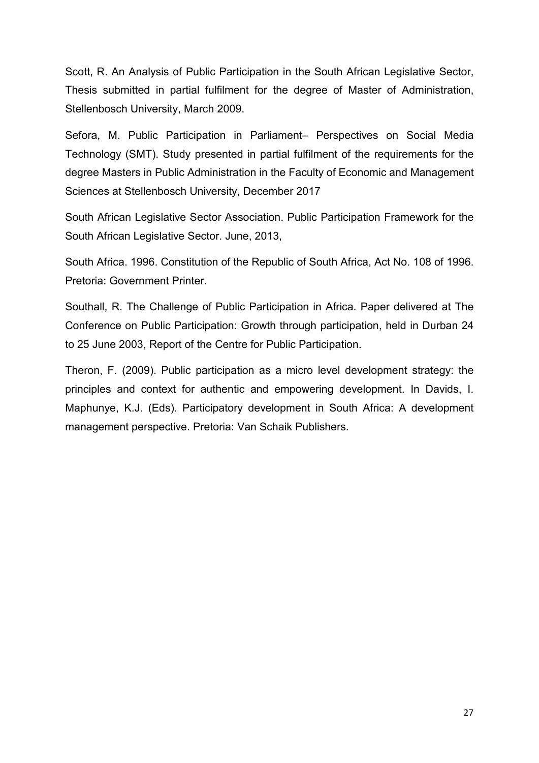Scott, R. An Analysis of Public Participation in the South African Legislative Sector, Thesis submitted in partial fulfilment for the degree of Master of Administration, Stellenbosch University, March 2009.

Sefora, M. Public Participation in Parliament– Perspectives on Social Media Technology (SMT). Study presented in partial fulfilment of the requirements for the degree Masters in Public Administration in the Faculty of Economic and Management Sciences at Stellenbosch University, December 2017

South African Legislative Sector Association. Public Participation Framework for the South African Legislative Sector. June, 2013,

South Africa. 1996. Constitution of the Republic of South Africa, Act No. 108 of 1996. Pretoria: Government Printer.

Southall, R. The Challenge of Public Participation in Africa. Paper delivered at The Conference on Public Participation: Growth through participation, held in Durban 24 to 25 June 2003, Report of the Centre for Public Participation.

Theron, F. (2009). Public participation as a micro level development strategy: the principles and context for authentic and empowering development. In Davids, I. Maphunye, K.J. (Eds). Participatory development in South Africa: A development management perspective. Pretoria: Van Schaik Publishers.